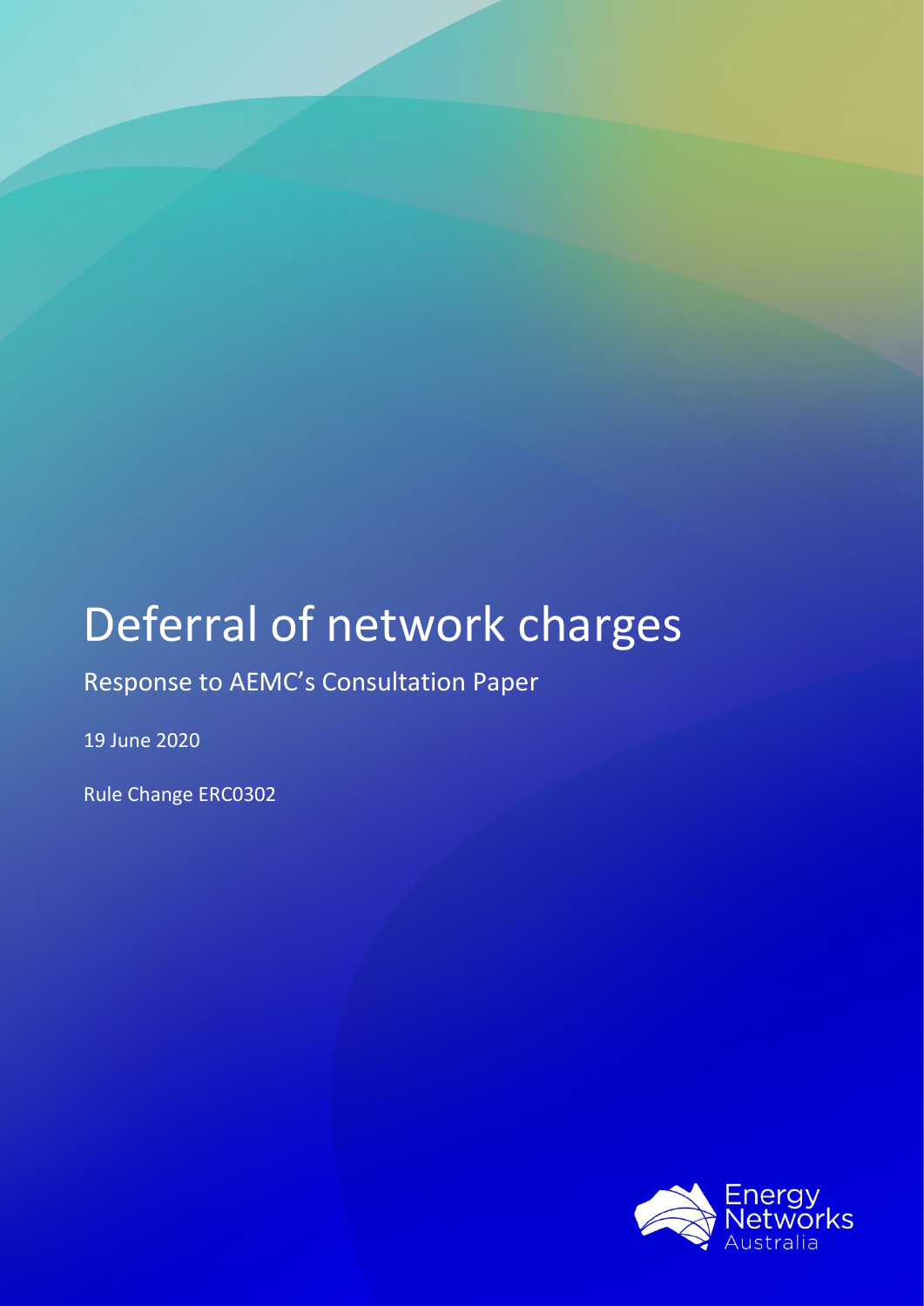# Deferral of network charges

Response to AEMC's Consultation Paper

19 June 2020

Rule Change ERC0302

Energy Networks Australia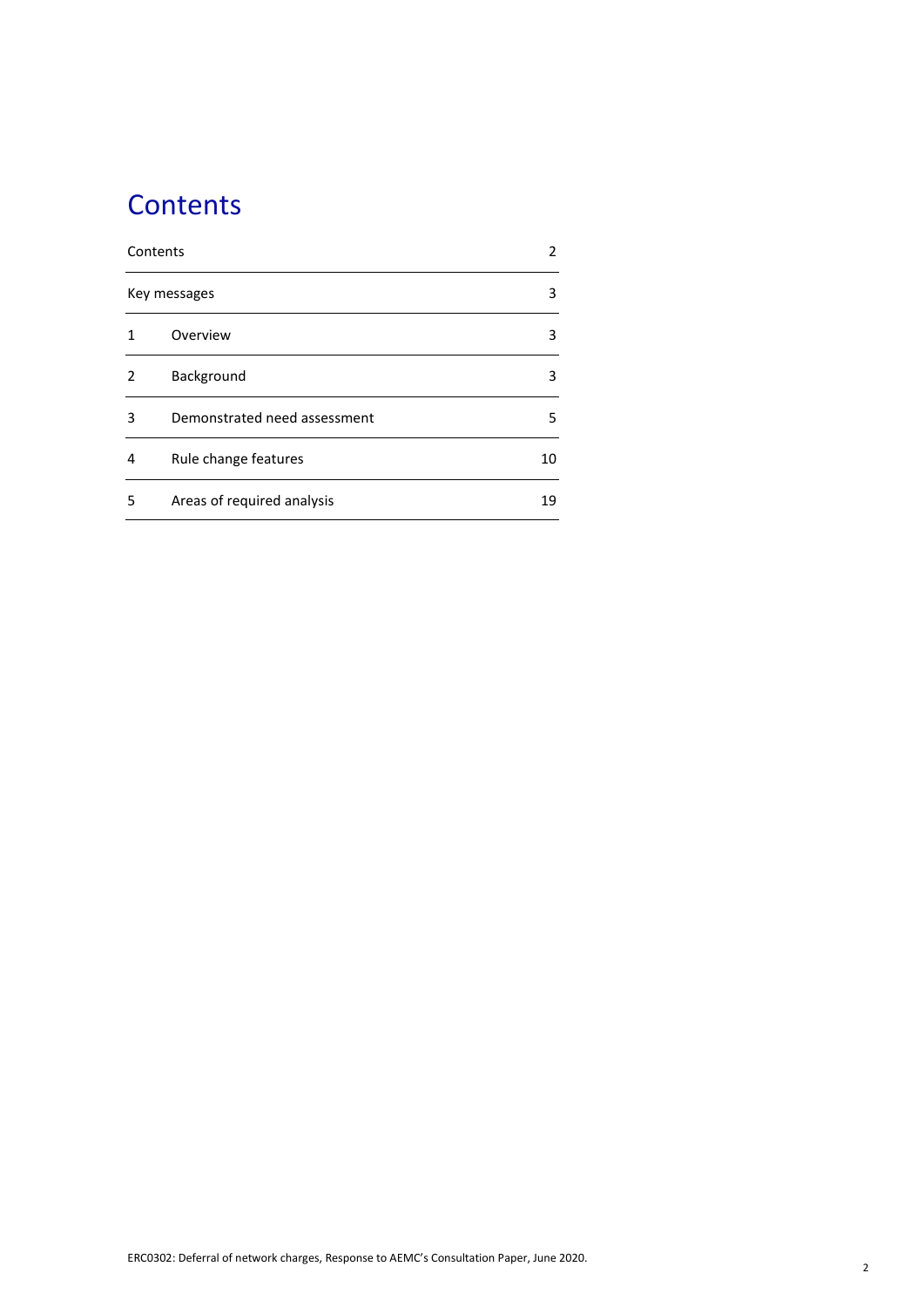# Contents

| | | |
|---|---|---|
| Contents | | 2 |
| Key messages | | 3 |
| 1 | Overview | 3 |
| 2 | Background | 3 |
| 3 | Demonstrated need assessment | 5 |
| 4 | Rule change features | 10 |
| 5 | Areas of required analysis | 19 |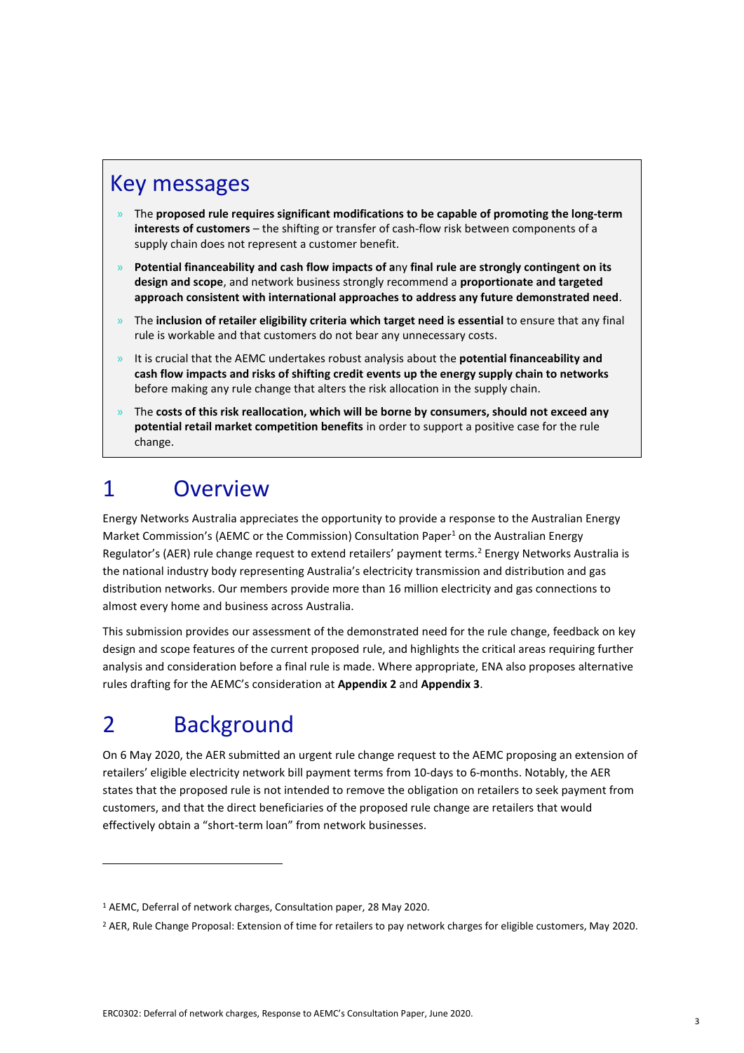## Key messages

- The **proposed rule requires significant modifications to be capable of promoting the long-term interests of customers** – the shifting or transfer of cash-flow risk between components of a supply chain does not represent a customer benefit.
- **Potential financeability and cash flow impacts of a**ny **final rule are strongly contingent on its design and scope**, and network business strongly recommend a **proportionate and targeted approach consistent with international approaches to address any future demonstrated need**.
- The **inclusion of retailer eligibility criteria which target need is essential** to ensure that any final rule is workable and that customers do not bear any unnecessary costs.
- It is crucial that the AEMC undertakes robust analysis about the **potential financeability and cash flow impacts and risks of shifting credit events up the energy supply chain to networks** before making any rule change that alters the risk allocation in the supply chain.
- The **costs of this risk reallocation, which will be borne by consumers, should not exceed any potential retail market competition benefits** in order to support a positive case for the rule change.

# 1 Overview

Energy Networks Australia appreciates the opportunity to provide a response to the Australian Energy Market Commission's (AEMC or the Commission) Consultation Paper[1] on the Australian Energy Regulator's (AER) rule change request to extend retailers' payment terms.[2] Energy Networks Australia is the national industry body representing Australia's electricity transmission and distribution and gas distribution networks. Our members provide more than 16 million electricity and gas connections to almost every home and business across Australia.

This submission provides our assessment of the demonstrated need for the rule change, feedback on key design and scope features of the current proposed rule, and highlights the critical areas requiring further analysis and consideration before a final rule is made. Where appropriate, ENA also proposes alternative rules drafting for the AEMC's consideration at **Appendix 2** and **Appendix 3**.

# 2 Background

On 6 May 2020, the AER submitted an urgent rule change request to the AEMC proposing an extension of retailers' eligible electricity network bill payment terms from 10-days to 6-months. Notably, the AER states that the proposed rule is not intended to remove the obligation on retailers to seek payment from customers, and that the direct beneficiaries of the proposed rule change are retailers that would effectively obtain a "short-term loan" from network businesses.

[1] AEMC, Deferral of network charges, Consultation paper, 28 May 2020.

[2] AER, Rule Change Proposal: Extension of time for retailers to pay network charges for eligible customers, May 2020.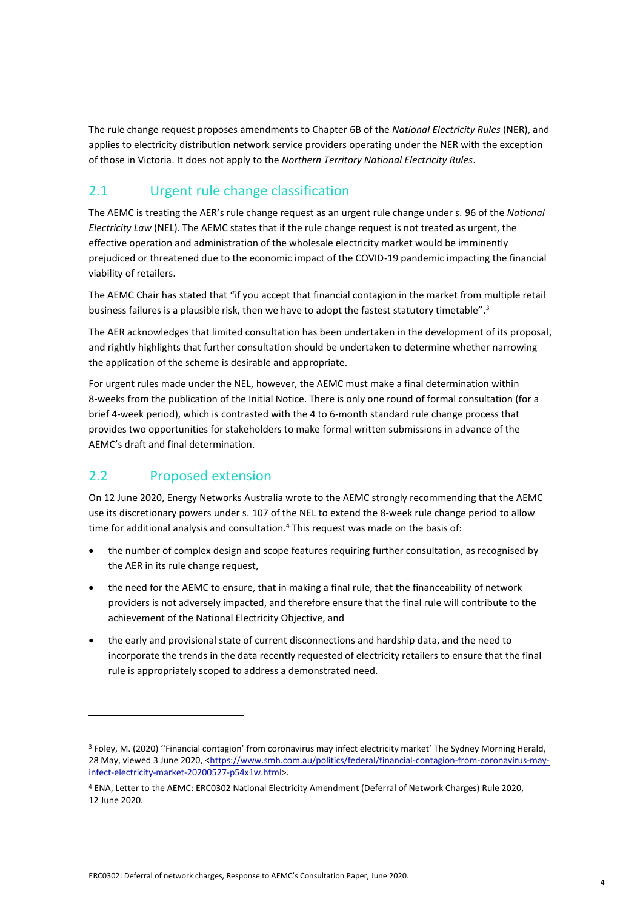The rule change request proposes amendments to Chapter 6B of the *National Electricity Rules* (NER), and applies to electricity distribution network service providers operating under the NER with the exception of those in Victoria. It does not apply to the *Northern Territory National Electricity Rules*.

## 2.1 Urgent rule change classification

The AEMC is treating the AER's rule change request as an urgent rule change under s. 96 of the *National Electricity Law* (NEL). The AEMC states that if the rule change request is not treated as urgent, the effective operation and administration of the wholesale electricity market would be imminently prejudiced or threatened due to the economic impact of the COVID-19 pandemic impacting the financial viability of retailers.

The AEMC Chair has stated that "if you accept that financial contagion in the market from multiple retail business failures is a plausible risk, then we have to adopt the fastest statutory timetable".[3]

The AER acknowledges that limited consultation has been undertaken in the development of its proposal, and rightly highlights that further consultation should be undertaken to determine whether narrowing the application of the scheme is desirable and appropriate.

For urgent rules made under the NEL, however, the AEMC must make a final determination within 8-weeks from the publication of the Initial Notice. There is only one round of formal consultation (for a brief 4-week period), which is contrasted with the 4 to 6-month standard rule change process that provides two opportunities for stakeholders to make formal written submissions in advance of the AEMC's draft and final determination.

## 2.2 Proposed extension

On 12 June 2020, Energy Networks Australia wrote to the AEMC strongly recommending that the AEMC use its discretionary powers under s. 107 of the NEL to extend the 8-week rule change period to allow time for additional analysis and consultation.[4] This request was made on the basis of:

- the number of complex design and scope features requiring further consultation, as recognised by the AER in its rule change request,
- the need for the AEMC to ensure, that in making a final rule, that the financeability of network providers is not adversely impacted, and therefore ensure that the final rule will contribute to the achievement of the National Electricity Objective, and
- the early and provisional state of current disconnections and hardship data, and the need to incorporate the trends in the data recently requested of electricity retailers to ensure that the final rule is appropriately scoped to address a demonstrated need.

---

[3] Foley, M. (2020) ''Financial contagion' from coronavirus may infect electricity market' The Sydney Morning Herald, 28 May, viewed 3 June 2020, <https://www.smh.com.au/politics/federal/financial-contagion-from-coronavirus-may-infect-electricity-market-20200527-p54x1w.html>.

[4] ENA, Letter to the AEMC: ERC0302 National Electricity Amendment (Deferral of Network Charges) Rule 2020, 12 June 2020.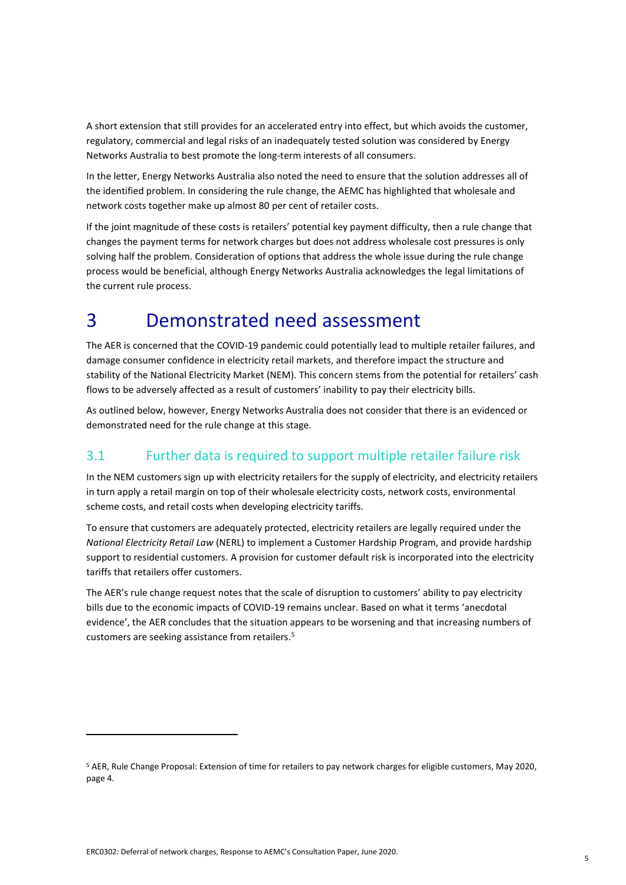A short extension that still provides for an accelerated entry into effect, but which avoids the customer, regulatory, commercial and legal risks of an inadequately tested solution was considered by Energy Networks Australia to best promote the long-term interests of all consumers.

In the letter, Energy Networks Australia also noted the need to ensure that the solution addresses all of the identified problem. In considering the rule change, the AEMC has highlighted that wholesale and network costs together make up almost 80 per cent of retailer costs.

If the joint magnitude of these costs is retailers' potential key payment difficulty, then a rule change that changes the payment terms for network charges but does not address wholesale cost pressures is only solving half the problem. Consideration of options that address the whole issue during the rule change process would be beneficial, although Energy Networks Australia acknowledges the legal limitations of the current rule process.

# 3 Demonstrated need assessment

The AER is concerned that the COVID-19 pandemic could potentially lead to multiple retailer failures, and damage consumer confidence in electricity retail markets, and therefore impact the structure and stability of the National Electricity Market (NEM). This concern stems from the potential for retailers' cash flows to be adversely affected as a result of customers' inability to pay their electricity bills.

As outlined below, however, Energy Networks Australia does not consider that there is an evidenced or demonstrated need for the rule change at this stage.

## 3.1 Further data is required to support multiple retailer failure risk

In the NEM customers sign up with electricity retailers for the supply of electricity, and electricity retailers in turn apply a retail margin on top of their wholesale electricity costs, network costs, environmental scheme costs, and retail costs when developing electricity tariffs.

To ensure that customers are adequately protected, electricity retailers are legally required under the *National Electricity Retail Law* (NERL) to implement a Customer Hardship Program, and provide hardship support to residential customers. A provision for customer default risk is incorporated into the electricity tariffs that retailers offer customers.

The AER's rule change request notes that the scale of disruption to customers' ability to pay electricity bills due to the economic impacts of COVID-19 remains unclear. Based on what it terms 'anecdotal evidence', the AER concludes that the situation appears to be worsening and that increasing numbers of customers are seeking assistance from retailers.[5]

---

[5] AER, Rule Change Proposal: Extension of time for retailers to pay network charges for eligible customers, May 2020, page 4.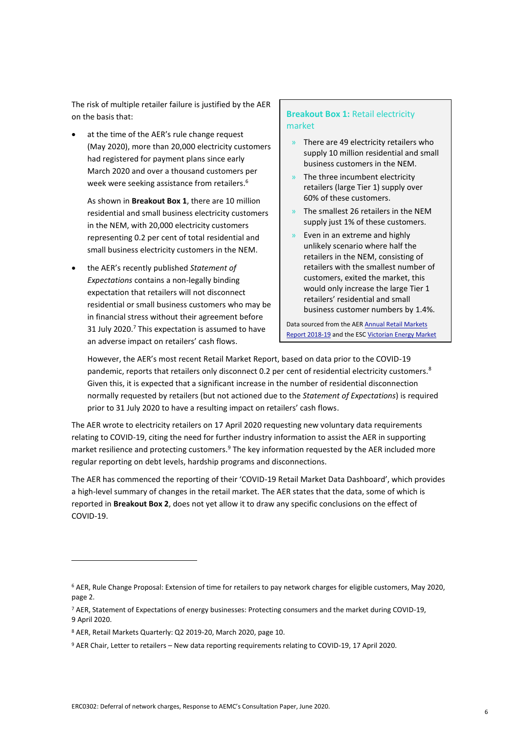The risk of multiple retailer failure is justified by the AER on the basis that:

- at the time of the AER's rule change request (May 2020), more than 20,000 electricity customers had registered for payment plans since early March 2020 and over a thousand customers per week were seeking assistance from retailers.[6]

  As shown in **Breakout Box 1**, there are 10 million residential and small business electricity customers in the NEM, with 20,000 electricity customers representing 0.2 per cent of total residential and small business electricity customers in the NEM.

- the AER's recently published *Statement of Expectations* contains a non-legally binding expectation that retailers will not disconnect residential or small business customers who may be in financial stress without their agreement before 31 July 2020.[7] This expectation is assumed to have an adverse impact on retailers' cash flows.

  However, the AER's most recent Retail Market Report, based on data prior to the COVID-19 pandemic, reports that retailers only disconnect 0.2 per cent of residential electricity customers.[8] Given this, it is expected that a significant increase in the number of residential disconnection normally requested by retailers (but not actioned due to the *Statement of Expectations*) is required prior to 31 July 2020 to have a resulting impact on retailers' cash flows.

> **Breakout Box 1:** Retail electricity market
>
> - There are 49 electricity retailers who supply 10 million residential and small business customers in the NEM.
> - The three incumbent electricity retailers (large Tier 1) supply over 60% of these customers.
> - The smallest 26 retailers in the NEM supply just 1% of these customers.
> - Even in an extreme and highly unlikely scenario where half the retailers in the NEM, consisting of retailers with the smallest number of customers, exited the market, this would only increase the large Tier 1 retailers' residential and small business customer numbers by 1.4%.
>
> Data sourced from the AER Annual Retail Markets Report 2018-19 and the ESC Victorian Energy Market

The AER wrote to electricity retailers on 17 April 2020 requesting new voluntary data requirements relating to COVID-19, citing the need for further industry information to assist the AER in supporting market resilience and protecting customers.[9] The key information requested by the AER included more regular reporting on debt levels, hardship programs and disconnections.

The AER has commenced the reporting of their 'COVID-19 Retail Market Data Dashboard', which provides a high-level summary of changes in the retail market. The AER states that the data, some of which is reported in **Breakout Box 2**, does not yet allow it to draw any specific conclusions on the effect of COVID-19.

---

[6] AER, Rule Change Proposal: Extension of time for retailers to pay network charges for eligible customers, May 2020, page 2.

[7] AER, Statement of Expectations of energy businesses: Protecting consumers and the market during COVID-19, 9 April 2020.

[8] AER, Retail Markets Quarterly: Q2 2019-20, March 2020, page 10.

[9] AER Chair, Letter to retailers – New data reporting requirements relating to COVID-19, 17 April 2020.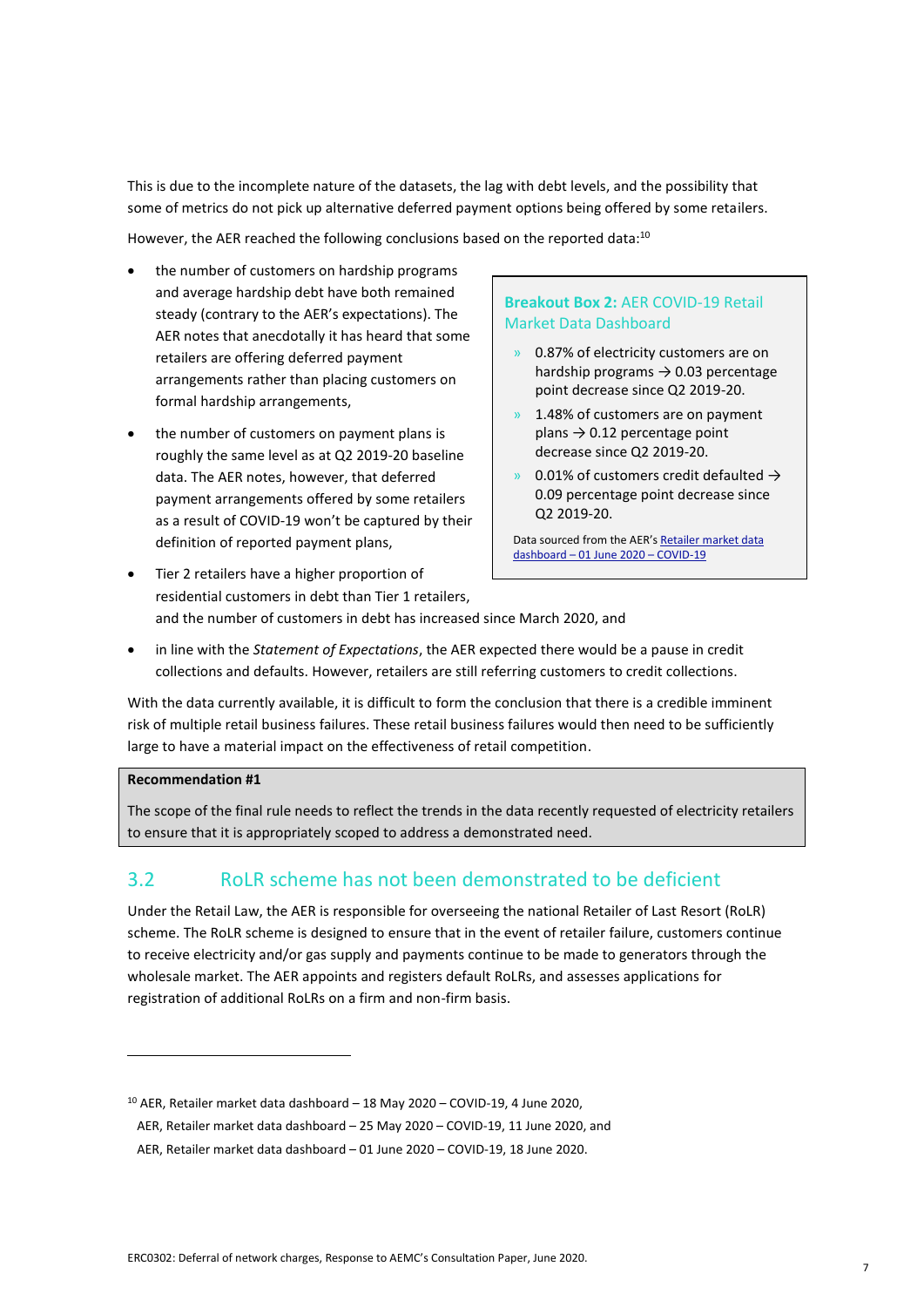This is due to the incomplete nature of the datasets, the lag with debt levels, and the possibility that some of metrics do not pick up alternative deferred payment options being offered by some retailers.

However, the AER reached the following conclusions based on the reported data:[10]

- the number of customers on hardship programs and average hardship debt have both remained steady (contrary to the AER's expectations). The AER notes that anecdotally it has heard that some retailers are offering deferred payment arrangements rather than placing customers on formal hardship arrangements,
- the number of customers on payment plans is roughly the same level as at Q2 2019-20 baseline data. The AER notes, however, that deferred payment arrangements offered by some retailers as a result of COVID-19 won't be captured by their definition of reported payment plans,
- Tier 2 retailers have a higher proportion of residential customers in debt than Tier 1 retailers, and the number of customers in debt has increased since March 2020, and
- in line with the *Statement of Expectations*, the AER expected there would be a pause in credit collections and defaults. However, retailers are still referring customers to credit collections.

> **Breakout Box 2:** AER COVID-19 Retail Market Data Dashboard
>
> - 0.87% of electricity customers are on hardship programs → 0.03 percentage point decrease since Q2 2019-20.
> - 1.48% of customers are on payment plans → 0.12 percentage point decrease since Q2 2019-20.
> - 0.01% of customers credit defaulted → 0.09 percentage point decrease since Q2 2019-20.
>
> Data sourced from the AER's Retailer market data dashboard – 01 June 2020 – COVID-19

With the data currently available, it is difficult to form the conclusion that there is a credible imminent risk of multiple retail business failures. These retail business failures would then need to be sufficiently large to have a material impact on the effectiveness of retail competition.

> **Recommendation #1**
>
> The scope of the final rule needs to reflect the trends in the data recently requested of electricity retailers to ensure that it is appropriately scoped to address a demonstrated need.

## 3.2 RoLR scheme has not been demonstrated to be deficient

Under the Retail Law, the AER is responsible for overseeing the national Retailer of Last Resort (RoLR) scheme. The RoLR scheme is designed to ensure that in the event of retailer failure, customers continue to receive electricity and/or gas supply and payments continue to be made to generators through the wholesale market. The AER appoints and registers default RoLRs, and assesses applications for registration of additional RoLRs on a firm and non-firm basis.

---

[10] AER, Retailer market data dashboard – 18 May 2020 – COVID-19, 4 June 2020,
AER, Retailer market data dashboard – 25 May 2020 – COVID-19, 11 June 2020, and
AER, Retailer market data dashboard – 01 June 2020 – COVID-19, 18 June 2020.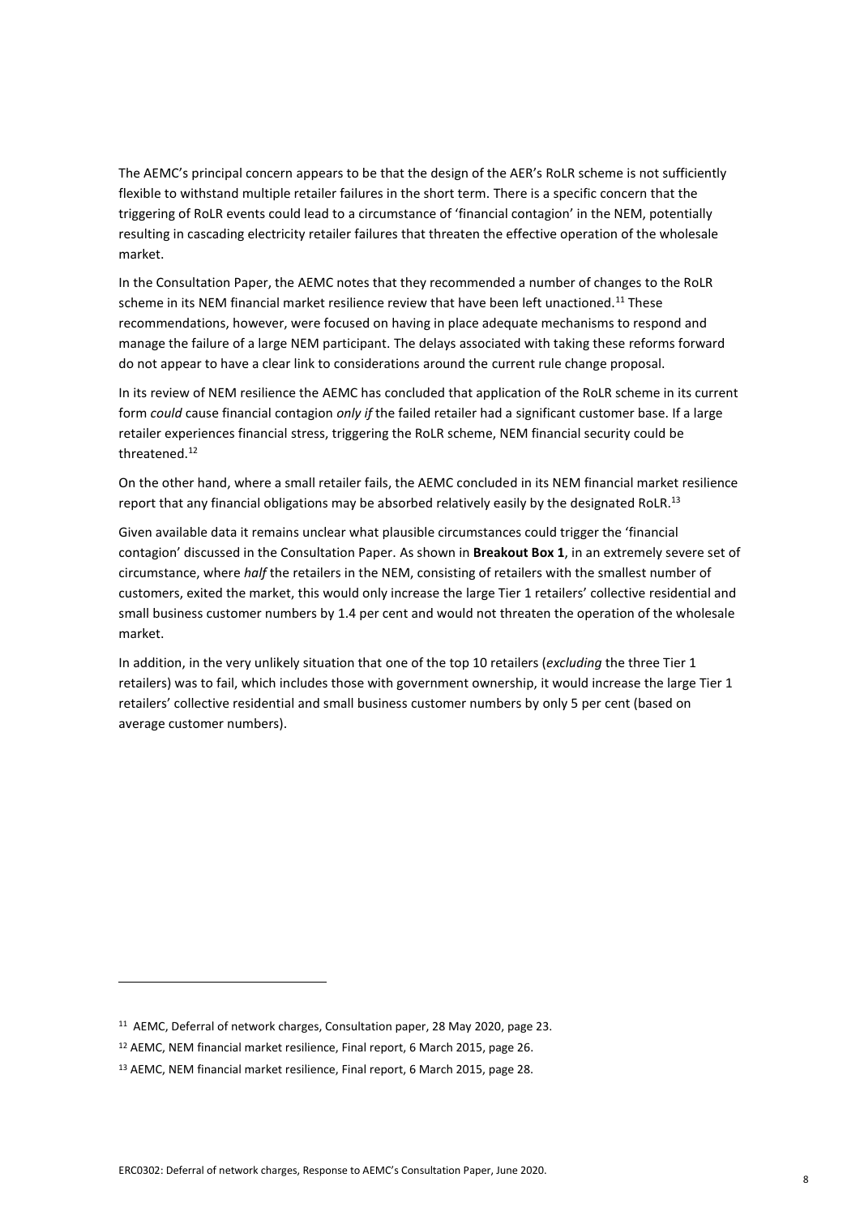The AEMC's principal concern appears to be that the design of the AER's RoLR scheme is not sufficiently flexible to withstand multiple retailer failures in the short term. There is a specific concern that the triggering of RoLR events could lead to a circumstance of 'financial contagion' in the NEM, potentially resulting in cascading electricity retailer failures that threaten the effective operation of the wholesale market.

In the Consultation Paper, the AEMC notes that they recommended a number of changes to the RoLR scheme in its NEM financial market resilience review that have been left unactioned.[11] These recommendations, however, were focused on having in place adequate mechanisms to respond and manage the failure of a large NEM participant. The delays associated with taking these reforms forward do not appear to have a clear link to considerations around the current rule change proposal.

In its review of NEM resilience the AEMC has concluded that application of the RoLR scheme in its current form *could* cause financial contagion *only if* the failed retailer had a significant customer base. If a large retailer experiences financial stress, triggering the RoLR scheme, NEM financial security could be threatened.[12]

On the other hand, where a small retailer fails, the AEMC concluded in its NEM financial market resilience report that any financial obligations may be absorbed relatively easily by the designated RoLR.[13]

Given available data it remains unclear what plausible circumstances could trigger the 'financial contagion' discussed in the Consultation Paper. As shown in **Breakout Box 1**, in an extremely severe set of circumstance, where *half* the retailers in the NEM, consisting of retailers with the smallest number of customers, exited the market, this would only increase the large Tier 1 retailers' collective residential and small business customer numbers by 1.4 per cent and would not threaten the operation of the wholesale market.

In addition, in the very unlikely situation that one of the top 10 retailers (*excluding* the three Tier 1 retailers) was to fail, which includes those with government ownership, it would increase the large Tier 1 retailers' collective residential and small business customer numbers by only 5 per cent (based on average customer numbers).

---

[11] AEMC, Deferral of network charges, Consultation paper, 28 May 2020, page 23.

[12] AEMC, NEM financial market resilience, Final report, 6 March 2015, page 26.

[13] AEMC, NEM financial market resilience, Final report, 6 March 2015, page 28.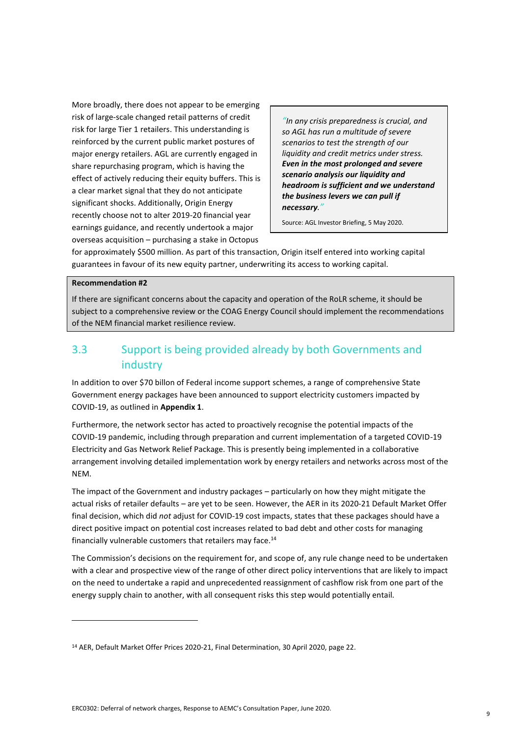More broadly, there does not appear to be emerging risk of large-scale changed retail patterns of credit risk for large Tier 1 retailers. This understanding is reinforced by the current public market postures of major energy retailers. AGL are currently engaged in share repurchasing program, which is having the effect of actively reducing their equity buffers. This is a clear market signal that they do not anticipate significant shocks. Additionally, Origin Energy recently choose not to alter 2019-20 financial year earnings guidance, and recently undertook a major overseas acquisition – purchasing a stake in Octopus for approximately $500 million. As part of this transaction, Origin itself entered into working capital guarantees in favour of its new equity partner, underwriting its access to working capital.

> *"In any crisis preparedness is crucial, and so AGL has run a multitude of severe scenarios to test the strength of our liquidity and credit metrics under stress.* ***Even in the most prolonged and severe scenario analysis our liquidity and headroom is sufficient and we understand the business levers we can pull if necessary****."*
>
> Source: AGL Investor Briefing, 5 May 2020.

**Recommendation #2**

If there are significant concerns about the capacity and operation of the RoLR scheme, it should be subject to a comprehensive review or the COAG Energy Council should implement the recommendations of the NEM financial market resilience review.

## 3.3 Support is being provided already by both Governments and industry

In addition to over $70 billon of Federal income support schemes, a range of comprehensive State Government energy packages have been announced to support electricity customers impacted by COVID-19, as outlined in **Appendix 1**.

Furthermore, the network sector has acted to proactively recognise the potential impacts of the COVID-19 pandemic, including through preparation and current implementation of a targeted COVID-19 Electricity and Gas Network Relief Package. This is presently being implemented in a collaborative arrangement involving detailed implementation work by energy retailers and networks across most of the NEM.

The impact of the Government and industry packages – particularly on how they might mitigate the actual risks of retailer defaults – are yet to be seen. However, the AER in its 2020-21 Default Market Offer final decision, which did *not* adjust for COVID-19 cost impacts, states that these packages should have a direct positive impact on potential cost increases related to bad debt and other costs for managing financially vulnerable customers that retailers may face.[14]

The Commission's decisions on the requirement for, and scope of, any rule change need to be undertaken with a clear and prospective view of the range of other direct policy interventions that are likely to impact on the need to undertake a rapid and unprecedented reassignment of cashflow risk from one part of the energy supply chain to another, with all consequent risks this step would potentially entail.

[14] AER, Default Market Offer Prices 2020-21, Final Determination, 30 April 2020, page 22.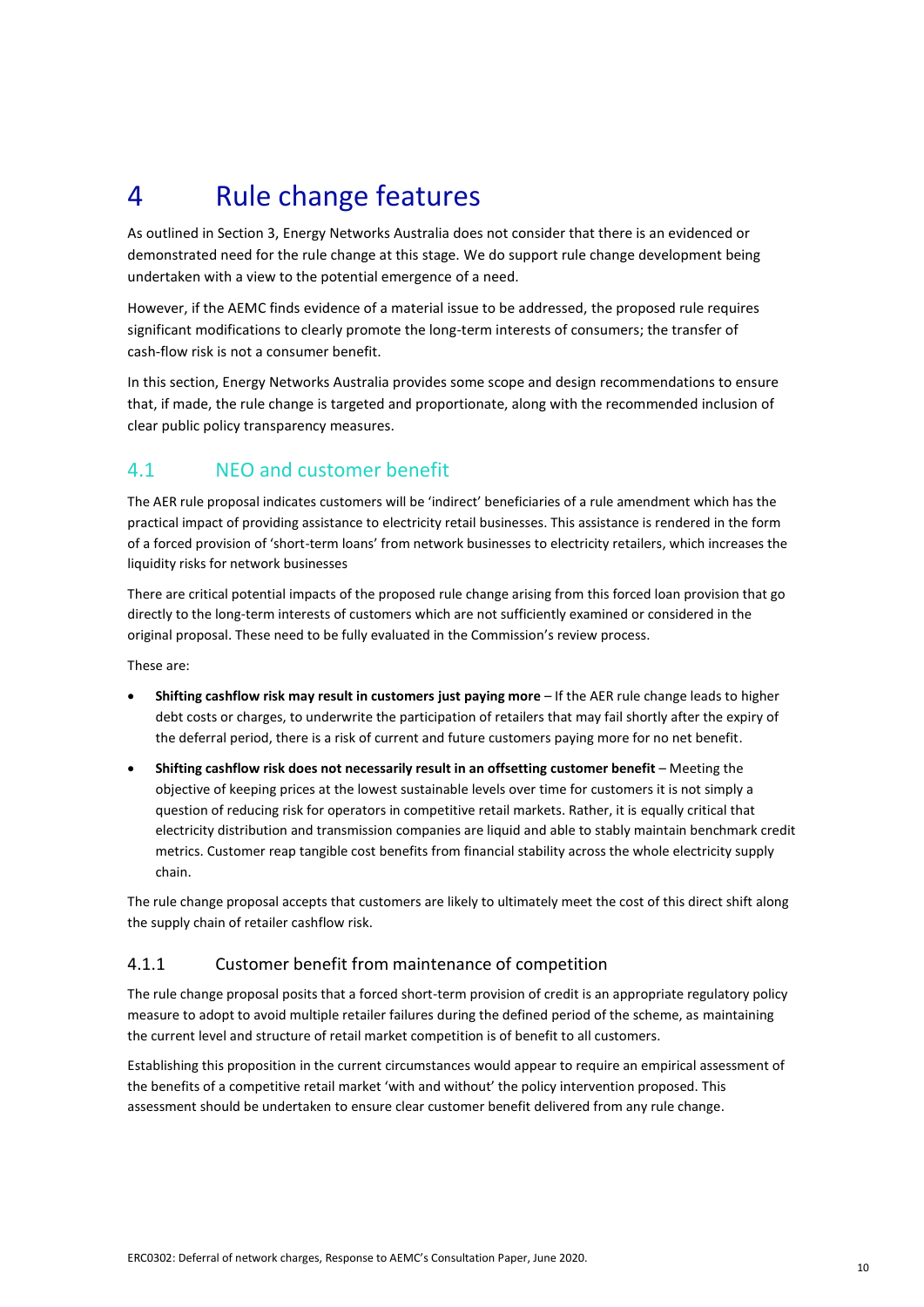# 4 Rule change features

As outlined in Section 3, Energy Networks Australia does not consider that there is an evidenced or demonstrated need for the rule change at this stage. We do support rule change development being undertaken with a view to the potential emergence of a need.

However, if the AEMC finds evidence of a material issue to be addressed, the proposed rule requires significant modifications to clearly promote the long-term interests of consumers; the transfer of cash-flow risk is not a consumer benefit.

In this section, Energy Networks Australia provides some scope and design recommendations to ensure that, if made, the rule change is targeted and proportionate, along with the recommended inclusion of clear public policy transparency measures.

## 4.1 NEO and customer benefit

The AER rule proposal indicates customers will be 'indirect' beneficiaries of a rule amendment which has the practical impact of providing assistance to electricity retail businesses. This assistance is rendered in the form of a forced provision of 'short-term loans' from network businesses to electricity retailers, which increases the liquidity risks for network businesses

There are critical potential impacts of the proposed rule change arising from this forced loan provision that go directly to the long-term interests of customers which are not sufficiently examined or considered in the original proposal. These need to be fully evaluated in the Commission's review process.

These are:

- **Shifting cashflow risk may result in customers just paying more** – If the AER rule change leads to higher debt costs or charges, to underwrite the participation of retailers that may fail shortly after the expiry of the deferral period, there is a risk of current and future customers paying more for no net benefit.
- **Shifting cashflow risk does not necessarily result in an offsetting customer benefit** – Meeting the objective of keeping prices at the lowest sustainable levels over time for customers it is not simply a question of reducing risk for operators in competitive retail markets. Rather, it is equally critical that electricity distribution and transmission companies are liquid and able to stably maintain benchmark credit metrics. Customer reap tangible cost benefits from financial stability across the whole electricity supply chain.

The rule change proposal accepts that customers are likely to ultimately meet the cost of this direct shift along the supply chain of retailer cashflow risk.

### 4.1.1 Customer benefit from maintenance of competition

The rule change proposal posits that a forced short-term provision of credit is an appropriate regulatory policy measure to adopt to avoid multiple retailer failures during the defined period of the scheme, as maintaining the current level and structure of retail market competition is of benefit to all customers.

Establishing this proposition in the current circumstances would appear to require an empirical assessment of the benefits of a competitive retail market 'with and without' the policy intervention proposed. This assessment should be undertaken to ensure clear customer benefit delivered from any rule change.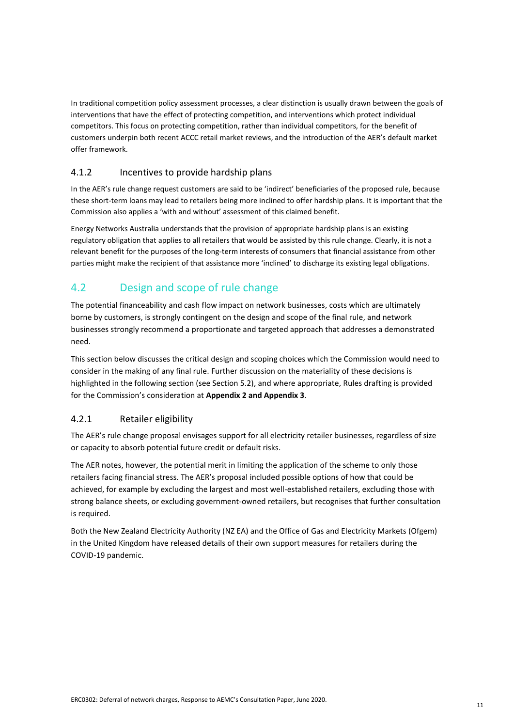In traditional competition policy assessment processes, a clear distinction is usually drawn between the goals of interventions that have the effect of protecting competition, and interventions which protect individual competitors. This focus on protecting competition, rather than individual competitors, for the benefit of customers underpin both recent ACCC retail market reviews, and the introduction of the AER's default market offer framework.

### 4.1.2 Incentives to provide hardship plans

In the AER's rule change request customers are said to be 'indirect' beneficiaries of the proposed rule, because these short-term loans may lead to retailers being more inclined to offer hardship plans. It is important that the Commission also applies a 'with and without' assessment of this claimed benefit.

Energy Networks Australia understands that the provision of appropriate hardship plans is an existing regulatory obligation that applies to all retailers that would be assisted by this rule change. Clearly, it is not a relevant benefit for the purposes of the long-term interests of consumers that financial assistance from other parties might make the recipient of that assistance more 'inclined' to discharge its existing legal obligations.

## 4.2 Design and scope of rule change

The potential financeability and cash flow impact on network businesses, costs which are ultimately borne by customers, is strongly contingent on the design and scope of the final rule, and network businesses strongly recommend a proportionate and targeted approach that addresses a demonstrated need.

This section below discusses the critical design and scoping choices which the Commission would need to consider in the making of any final rule. Further discussion on the materiality of these decisions is highlighted in the following section (see Section 5.2), and where appropriate, Rules drafting is provided for the Commission's consideration at **Appendix 2 and Appendix 3**.

### 4.2.1 Retailer eligibility

The AER's rule change proposal envisages support for all electricity retailer businesses, regardless of size or capacity to absorb potential future credit or default risks.

The AER notes, however, the potential merit in limiting the application of the scheme to only those retailers facing financial stress. The AER's proposal included possible options of how that could be achieved, for example by excluding the largest and most well-established retailers, excluding those with strong balance sheets, or excluding government-owned retailers, but recognises that further consultation is required.

Both the New Zealand Electricity Authority (NZ EA) and the Office of Gas and Electricity Markets (Ofgem) in the United Kingdom have released details of their own support measures for retailers during the COVID-19 pandemic.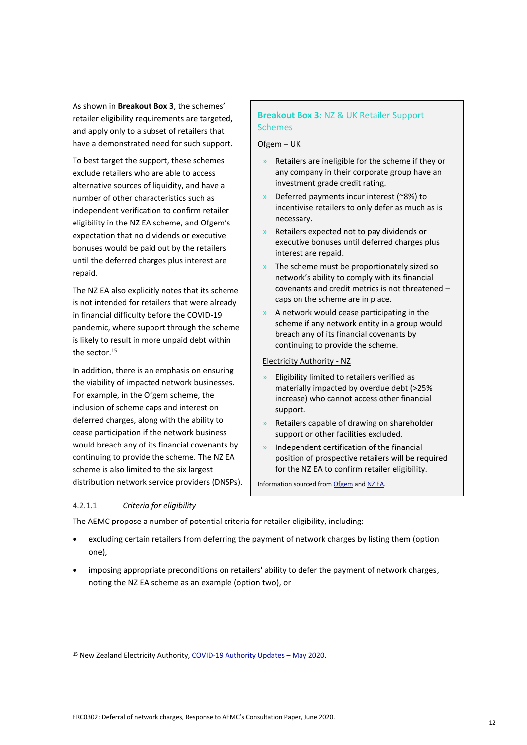As shown in **Breakout Box 3**, the schemes' retailer eligibility requirements are targeted, and apply only to a subset of retailers that have a demonstrated need for such support.

To best target the support, these schemes exclude retailers who are able to access alternative sources of liquidity, and have a number of other characteristics such as independent verification to confirm retailer eligibility in the NZ EA scheme, and Ofgem's expectation that no dividends or executive bonuses would be paid out by the retailers until the deferred charges plus interest are repaid.

The NZ EA also explicitly notes that its scheme is not intended for retailers that were already in financial difficulty before the COVID-19 pandemic, where support through the scheme is likely to result in more unpaid debt within the sector.[15]

In addition, there is an emphasis on ensuring the viability of impacted network businesses. For example, in the Ofgem scheme, the inclusion of scheme caps and interest on deferred charges, along with the ability to cease participation if the network business would breach any of its financial covenants by continuing to provide the scheme. The NZ EA scheme is also limited to the six largest distribution network service providers (DNSPs).

> **Breakout Box 3:** NZ & UK Retailer Support Schemes
>
> Ofgem – UK
>
> - Retailers are ineligible for the scheme if they or any company in their corporate group have an investment grade credit rating.
> - Deferred payments incur interest (~8%) to incentivise retailers to only defer as much as is necessary.
> - Retailers expected not to pay dividends or executive bonuses until deferred charges plus interest are repaid.
> - The scheme must be proportionately sized so network's ability to comply with its financial covenants and credit metrics is not threatened – caps on the scheme are in place.
> - A network would cease participating in the scheme if any network entity in a group would breach any of its financial covenants by continuing to provide the scheme.
>
> Electricity Authority - NZ
>
> - Eligibility limited to retailers verified as materially impacted by overdue debt (≥25% increase) who cannot access other financial support.
> - Retailers capable of drawing on shareholder support or other facilities excluded.
> - Independent certification of the financial position of prospective retailers will be required for the NZ EA to confirm retailer eligibility.
>
> Information sourced from Ofgem and NZ EA.

4.2.1.1 *Criteria for eligibility*

The AEMC propose a number of potential criteria for retailer eligibility, including:

- excluding certain retailers from deferring the payment of network charges by listing them (option one),
- imposing appropriate preconditions on retailers' ability to defer the payment of network charges, noting the NZ EA scheme as an example (option two), or

[15] New Zealand Electricity Authority, COVID-19 Authority Updates – May 2020.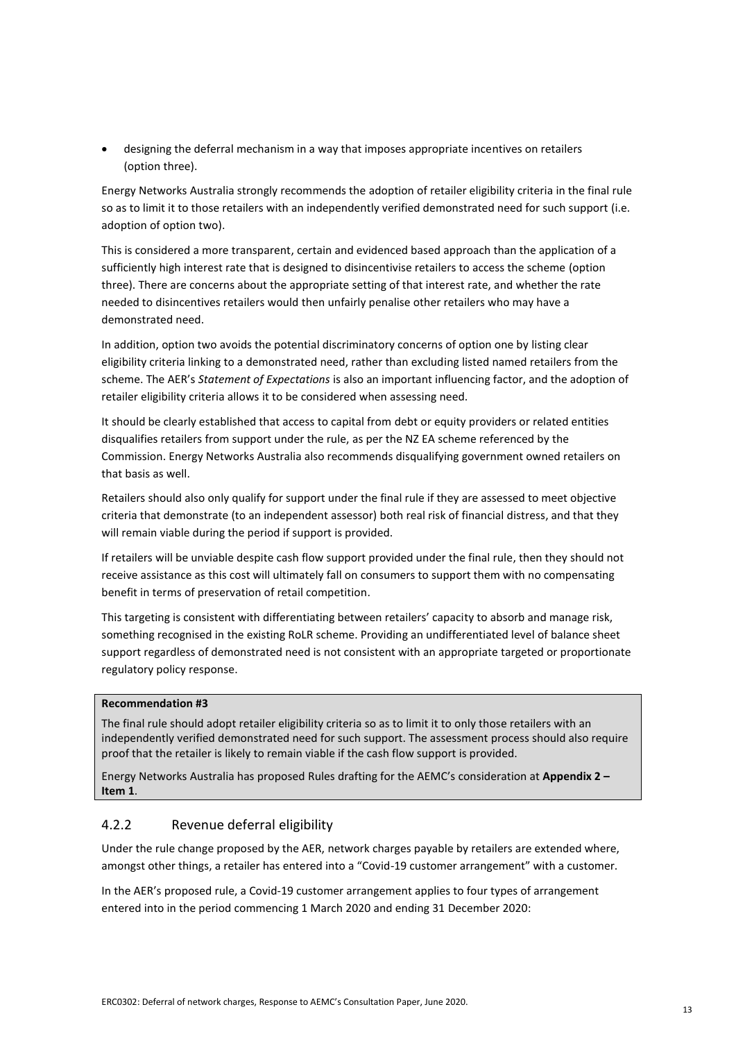- designing the deferral mechanism in a way that imposes appropriate incentives on retailers (option three).

Energy Networks Australia strongly recommends the adoption of retailer eligibility criteria in the final rule so as to limit it to those retailers with an independently verified demonstrated need for such support (i.e. adoption of option two).

This is considered a more transparent, certain and evidenced based approach than the application of a sufficiently high interest rate that is designed to disincentivise retailers to access the scheme (option three). There are concerns about the appropriate setting of that interest rate, and whether the rate needed to disincentives retailers would then unfairly penalise other retailers who may have a demonstrated need.

In addition, option two avoids the potential discriminatory concerns of option one by listing clear eligibility criteria linking to a demonstrated need, rather than excluding listed named retailers from the scheme. The AER's *Statement of Expectations* is also an important influencing factor, and the adoption of retailer eligibility criteria allows it to be considered when assessing need.

It should be clearly established that access to capital from debt or equity providers or related entities disqualifies retailers from support under the rule, as per the NZ EA scheme referenced by the Commission. Energy Networks Australia also recommends disqualifying government owned retailers on that basis as well.

Retailers should also only qualify for support under the final rule if they are assessed to meet objective criteria that demonstrate (to an independent assessor) both real risk of financial distress, and that they will remain viable during the period if support is provided.

If retailers will be unviable despite cash flow support provided under the final rule, then they should not receive assistance as this cost will ultimately fall on consumers to support them with no compensating benefit in terms of preservation of retail competition.

This targeting is consistent with differentiating between retailers' capacity to absorb and manage risk, something recognised in the existing RoLR scheme. Providing an undifferentiated level of balance sheet support regardless of demonstrated need is not consistent with an appropriate targeted or proportionate regulatory policy response.

> **Recommendation #3**
>
> The final rule should adopt retailer eligibility criteria so as to limit it to only those retailers with an independently verified demonstrated need for such support. The assessment process should also require proof that the retailer is likely to remain viable if the cash flow support is provided.
>
> Energy Networks Australia has proposed Rules drafting for the AEMC's consideration at **Appendix 2 – Item 1**.

### 4.2.2 Revenue deferral eligibility

Under the rule change proposed by the AER, network charges payable by retailers are extended where, amongst other things, a retailer has entered into a "Covid-19 customer arrangement" with a customer.

In the AER's proposed rule, a Covid-19 customer arrangement applies to four types of arrangement entered into in the period commencing 1 March 2020 and ending 31 December 2020: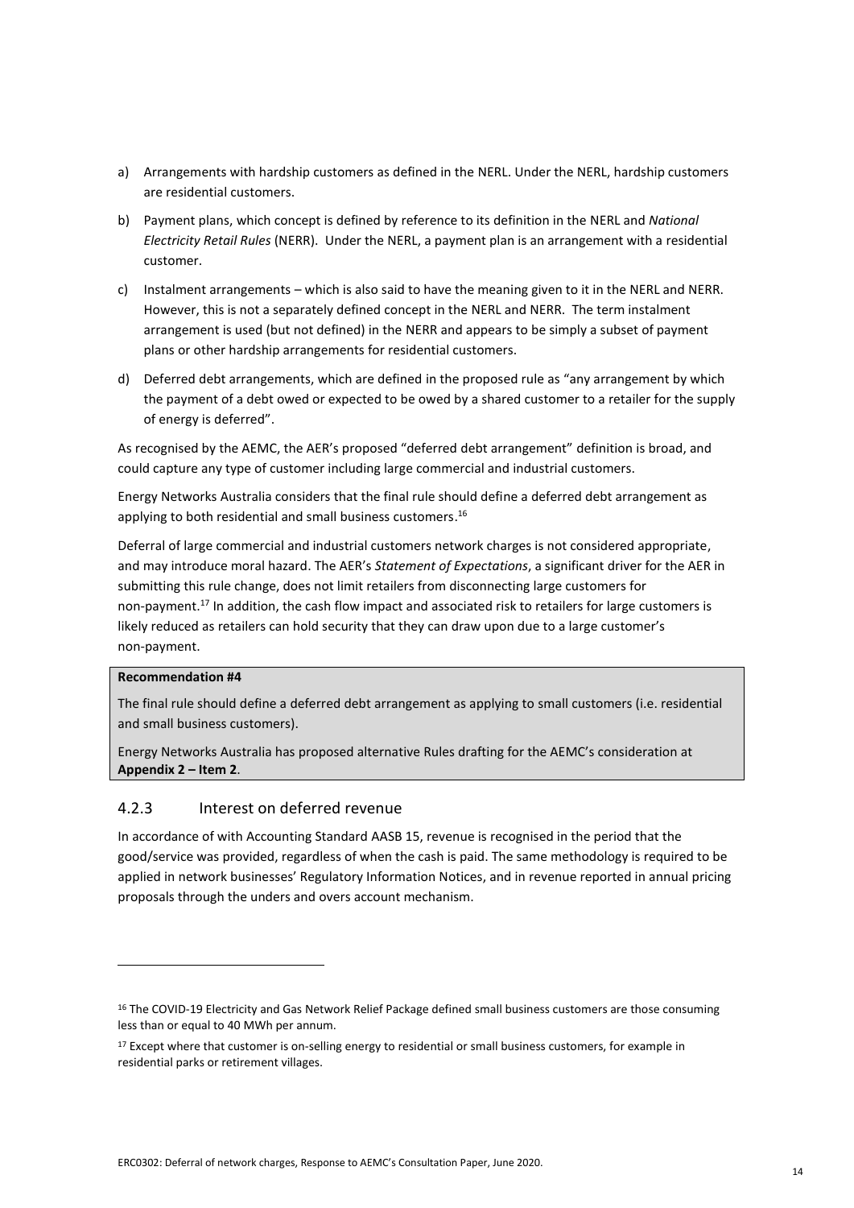a) Arrangements with hardship customers as defined in the NERL. Under the NERL, hardship customers are residential customers.

b) Payment plans, which concept is defined by reference to its definition in the NERL and *National Electricity Retail Rules* (NERR). Under the NERL, a payment plan is an arrangement with a residential customer.

c) Instalment arrangements – which is also said to have the meaning given to it in the NERL and NERR. However, this is not a separately defined concept in the NERL and NERR. The term instalment arrangement is used (but not defined) in the NERR and appears to be simply a subset of payment plans or other hardship arrangements for residential customers.

d) Deferred debt arrangements, which are defined in the proposed rule as "any arrangement by which the payment of a debt owed or expected to be owed by a shared customer to a retailer for the supply of energy is deferred".

As recognised by the AEMC, the AER's proposed "deferred debt arrangement" definition is broad, and could capture any type of customer including large commercial and industrial customers.

Energy Networks Australia considers that the final rule should define a deferred debt arrangement as applying to both residential and small business customers.[16]

Deferral of large commercial and industrial customers network charges is not considered appropriate, and may introduce moral hazard. The AER's *Statement of Expectations*, a significant driver for the AER in submitting this rule change, does not limit retailers from disconnecting large customers for non-payment.[17] In addition, the cash flow impact and associated risk to retailers for large customers is likely reduced as retailers can hold security that they can draw upon due to a large customer's non-payment.

> **Recommendation #4**
>
> The final rule should define a deferred debt arrangement as applying to small customers (i.e. residential and small business customers).
>
> Energy Networks Australia has proposed alternative Rules drafting for the AEMC's consideration at **Appendix 2 – Item 2**.

### 4.2.3 Interest on deferred revenue

In accordance of with Accounting Standard AASB 15, revenue is recognised in the period that the good/service was provided, regardless of when the cash is paid. The same methodology is required to be applied in network businesses' Regulatory Information Notices, and in revenue reported in annual pricing proposals through the unders and overs account mechanism.

---

[16] The COVID-19 Electricity and Gas Network Relief Package defined small business customers are those consuming less than or equal to 40 MWh per annum.

[17] Except where that customer is on-selling energy to residential or small business customers, for example in residential parks or retirement villages.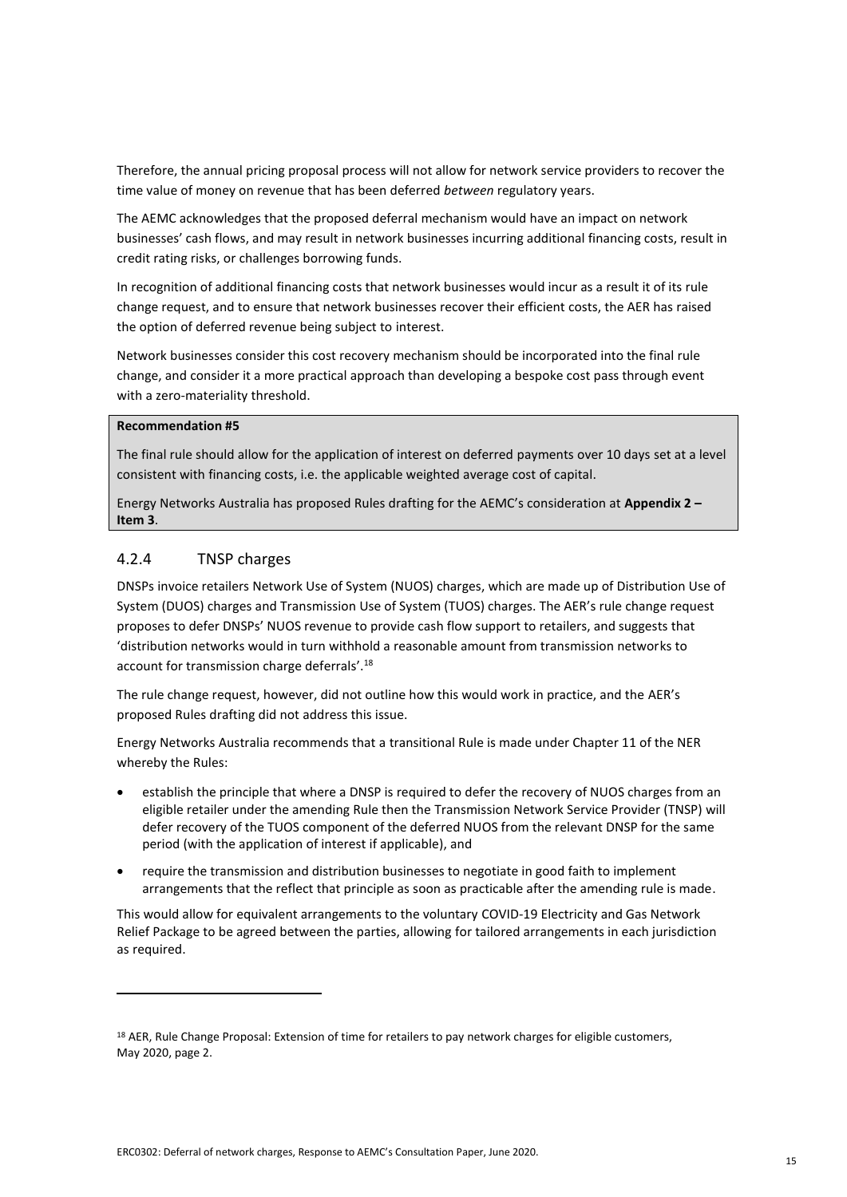Therefore, the annual pricing proposal process will not allow for network service providers to recover the time value of money on revenue that has been deferred *between* regulatory years.

The AEMC acknowledges that the proposed deferral mechanism would have an impact on network businesses' cash flows, and may result in network businesses incurring additional financing costs, result in credit rating risks, or challenges borrowing funds.

In recognition of additional financing costs that network businesses would incur as a result it of its rule change request, and to ensure that network businesses recover their efficient costs, the AER has raised the option of deferred revenue being subject to interest.

Network businesses consider this cost recovery mechanism should be incorporated into the final rule change, and consider it a more practical approach than developing a bespoke cost pass through event with a zero-materiality threshold.

**Recommendation #5**

The final rule should allow for the application of interest on deferred payments over 10 days set at a level consistent with financing costs, i.e. the applicable weighted average cost of capital.

Energy Networks Australia has proposed Rules drafting for the AEMC's consideration at **Appendix 2 – Item 3**.

### 4.2.4 TNSP charges

DNSPs invoice retailers Network Use of System (NUOS) charges, which are made up of Distribution Use of System (DUOS) charges and Transmission Use of System (TUOS) charges. The AER's rule change request proposes to defer DNSPs' NUOS revenue to provide cash flow support to retailers, and suggests that 'distribution networks would in turn withhold a reasonable amount from transmission networks to account for transmission charge deferrals'.[18]

The rule change request, however, did not outline how this would work in practice, and the AER's proposed Rules drafting did not address this issue.

Energy Networks Australia recommends that a transitional Rule is made under Chapter 11 of the NER whereby the Rules:

- establish the principle that where a DNSP is required to defer the recovery of NUOS charges from an eligible retailer under the amending Rule then the Transmission Network Service Provider (TNSP) will defer recovery of the TUOS component of the deferred NUOS from the relevant DNSP for the same period (with the application of interest if applicable), and
- require the transmission and distribution businesses to negotiate in good faith to implement arrangements that the reflect that principle as soon as practicable after the amending rule is made.

This would allow for equivalent arrangements to the voluntary COVID-19 Electricity and Gas Network Relief Package to be agreed between the parties, allowing for tailored arrangements in each jurisdiction as required.

[18] AER, Rule Change Proposal: Extension of time for retailers to pay network charges for eligible customers, May 2020, page 2.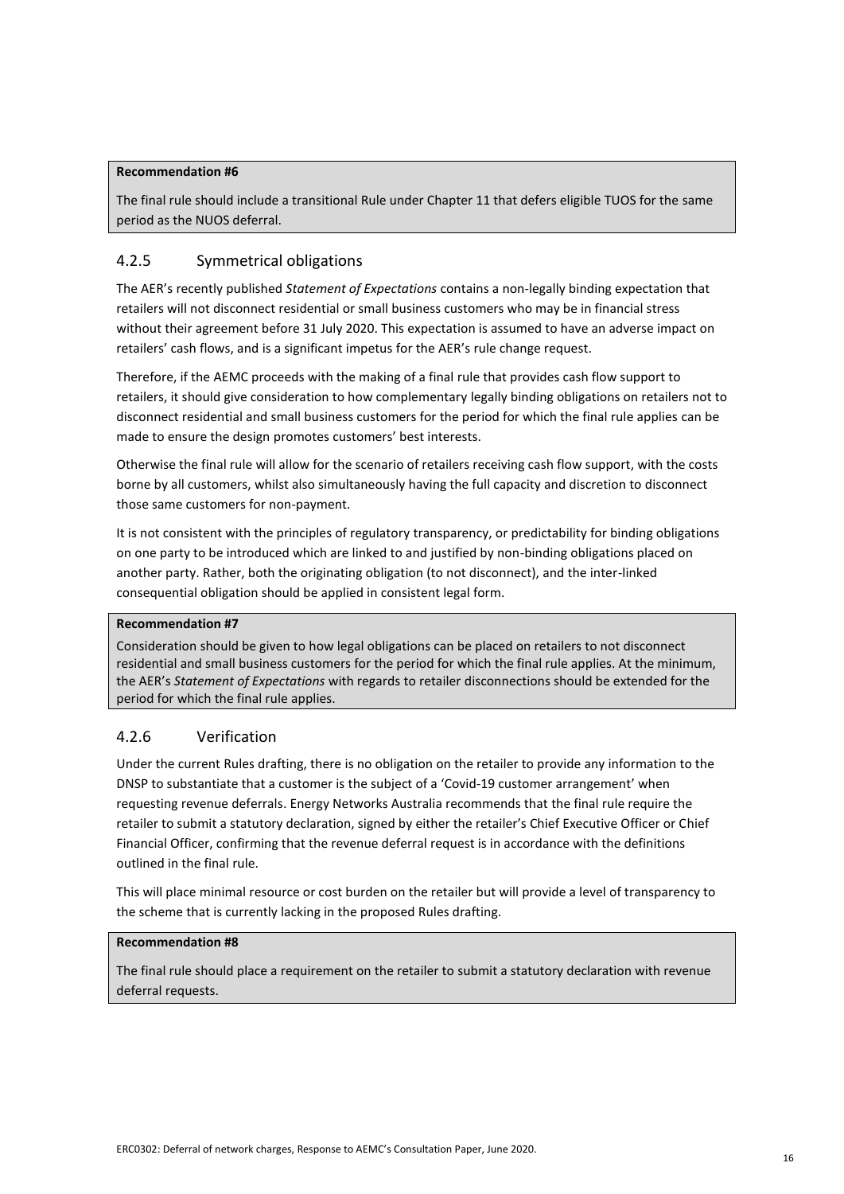**Recommendation #6**

The final rule should include a transitional Rule under Chapter 11 that defers eligible TUOS for the same period as the NUOS deferral.

### 4.2.5 Symmetrical obligations

The AER's recently published *Statement of Expectations* contains a non-legally binding expectation that retailers will not disconnect residential or small business customers who may be in financial stress without their agreement before 31 July 2020. This expectation is assumed to have an adverse impact on retailers' cash flows, and is a significant impetus for the AER's rule change request.

Therefore, if the AEMC proceeds with the making of a final rule that provides cash flow support to retailers, it should give consideration to how complementary legally binding obligations on retailers not to disconnect residential and small business customers for the period for which the final rule applies can be made to ensure the design promotes customers' best interests.

Otherwise the final rule will allow for the scenario of retailers receiving cash flow support, with the costs borne by all customers, whilst also simultaneously having the full capacity and discretion to disconnect those same customers for non-payment.

It is not consistent with the principles of regulatory transparency, or predictability for binding obligations on one party to be introduced which are linked to and justified by non-binding obligations placed on another party. Rather, both the originating obligation (to not disconnect), and the inter-linked consequential obligation should be applied in consistent legal form.

**Recommendation #7**

Consideration should be given to how legal obligations can be placed on retailers to not disconnect residential and small business customers for the period for which the final rule applies. At the minimum, the AER's *Statement of Expectations* with regards to retailer disconnections should be extended for the period for which the final rule applies.

### 4.2.6 Verification

Under the current Rules drafting, there is no obligation on the retailer to provide any information to the DNSP to substantiate that a customer is the subject of a 'Covid-19 customer arrangement' when requesting revenue deferrals. Energy Networks Australia recommends that the final rule require the retailer to submit a statutory declaration, signed by either the retailer's Chief Executive Officer or Chief Financial Officer, confirming that the revenue deferral request is in accordance with the definitions outlined in the final rule.

This will place minimal resource or cost burden on the retailer but will provide a level of transparency to the scheme that is currently lacking in the proposed Rules drafting.

**Recommendation #8**

The final rule should place a requirement on the retailer to submit a statutory declaration with revenue deferral requests.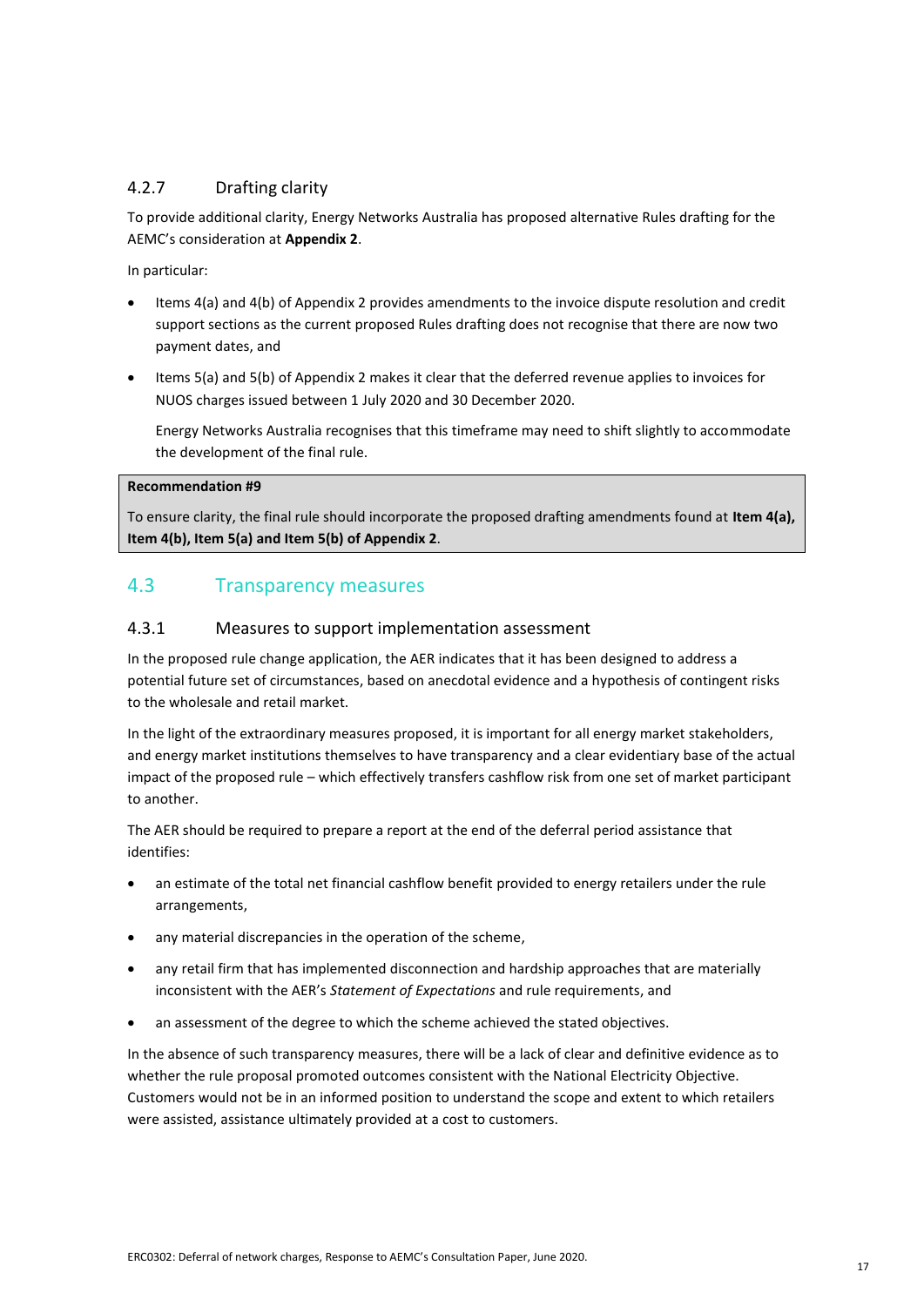### 4.2.7 Drafting clarity

To provide additional clarity, Energy Networks Australia has proposed alternative Rules drafting for the AEMC's consideration at **Appendix 2**.

In particular:

- Items 4(a) and 4(b) of Appendix 2 provides amendments to the invoice dispute resolution and credit support sections as the current proposed Rules drafting does not recognise that there are now two payment dates, and
- Items 5(a) and 5(b) of Appendix 2 makes it clear that the deferred revenue applies to invoices for NUOS charges issued between 1 July 2020 and 30 December 2020.

  Energy Networks Australia recognises that this timeframe may need to shift slightly to accommodate the development of the final rule.

> **Recommendation #9**
>
> To ensure clarity, the final rule should incorporate the proposed drafting amendments found at **Item 4(a), Item 4(b), Item 5(a) and Item 5(b) of Appendix 2**.

## 4.3 Transparency measures

### 4.3.1 Measures to support implementation assessment

In the proposed rule change application, the AER indicates that it has been designed to address a potential future set of circumstances, based on anecdotal evidence and a hypothesis of contingent risks to the wholesale and retail market.

In the light of the extraordinary measures proposed, it is important for all energy market stakeholders, and energy market institutions themselves to have transparency and a clear evidentiary base of the actual impact of the proposed rule – which effectively transfers cashflow risk from one set of market participant to another.

The AER should be required to prepare a report at the end of the deferral period assistance that identifies:

- an estimate of the total net financial cashflow benefit provided to energy retailers under the rule arrangements,
- any material discrepancies in the operation of the scheme,
- any retail firm that has implemented disconnection and hardship approaches that are materially inconsistent with the AER's *Statement of Expectations* and rule requirements, and
- an assessment of the degree to which the scheme achieved the stated objectives.

In the absence of such transparency measures, there will be a lack of clear and definitive evidence as to whether the rule proposal promoted outcomes consistent with the National Electricity Objective. Customers would not be in an informed position to understand the scope and extent to which retailers were assisted, assistance ultimately provided at a cost to customers.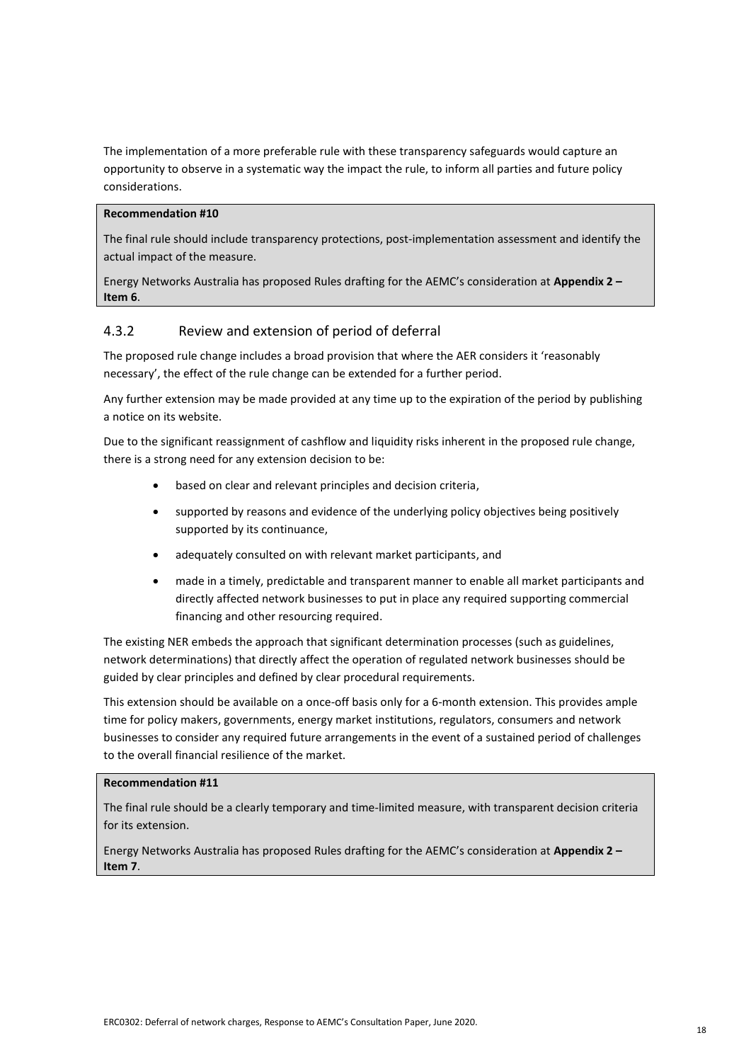The implementation of a more preferable rule with these transparency safeguards would capture an opportunity to observe in a systematic way the impact the rule, to inform all parties and future policy considerations.

**Recommendation #10**

The final rule should include transparency protections, post-implementation assessment and identify the actual impact of the measure.

Energy Networks Australia has proposed Rules drafting for the AEMC's consideration at **Appendix 2 – Item 6**.

### 4.3.2 Review and extension of period of deferral

The proposed rule change includes a broad provision that where the AER considers it 'reasonably necessary', the effect of the rule change can be extended for a further period.

Any further extension may be made provided at any time up to the expiration of the period by publishing a notice on its website.

Due to the significant reassignment of cashflow and liquidity risks inherent in the proposed rule change, there is a strong need for any extension decision to be:

- based on clear and relevant principles and decision criteria,
- supported by reasons and evidence of the underlying policy objectives being positively supported by its continuance,
- adequately consulted on with relevant market participants, and
- made in a timely, predictable and transparent manner to enable all market participants and directly affected network businesses to put in place any required supporting commercial financing and other resourcing required.

The existing NER embeds the approach that significant determination processes (such as guidelines, network determinations) that directly affect the operation of regulated network businesses should be guided by clear principles and defined by clear procedural requirements.

This extension should be available on a once-off basis only for a 6-month extension. This provides ample time for policy makers, governments, energy market institutions, regulators, consumers and network businesses to consider any required future arrangements in the event of a sustained period of challenges to the overall financial resilience of the market.

**Recommendation #11**

The final rule should be a clearly temporary and time-limited measure, with transparent decision criteria for its extension.

Energy Networks Australia has proposed Rules drafting for the AEMC's consideration at **Appendix 2 – Item 7**.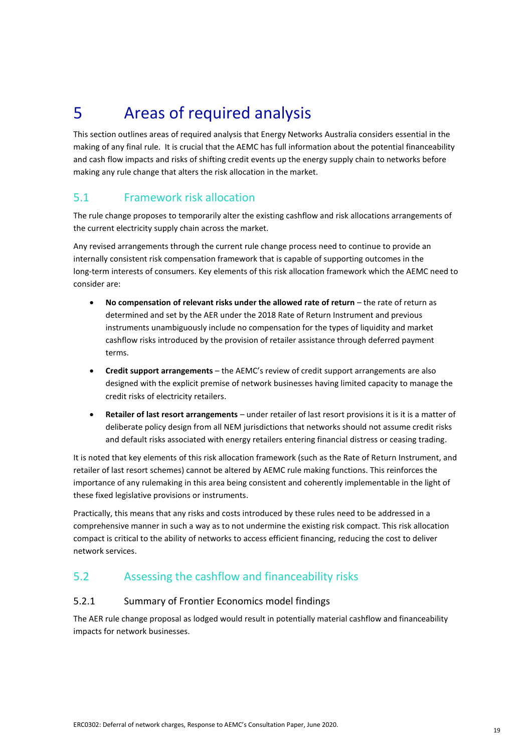# 5 Areas of required analysis

This section outlines areas of required analysis that Energy Networks Australia considers essential in the making of any final rule. It is crucial that the AEMC has full information about the potential financeability and cash flow impacts and risks of shifting credit events up the energy supply chain to networks before making any rule change that alters the risk allocation in the market.

## 5.1 Framework risk allocation

The rule change proposes to temporarily alter the existing cashflow and risk allocations arrangements of the current electricity supply chain across the market.

Any revised arrangements through the current rule change process need to continue to provide an internally consistent risk compensation framework that is capable of supporting outcomes in the long-term interests of consumers. Key elements of this risk allocation framework which the AEMC need to consider are:

- **No compensation of relevant risks under the allowed rate of return** – the rate of return as determined and set by the AER under the 2018 Rate of Return Instrument and previous instruments unambiguously include no compensation for the types of liquidity and market cashflow risks introduced by the provision of retailer assistance through deferred payment terms.
- **Credit support arrangements** – the AEMC's review of credit support arrangements are also designed with the explicit premise of network businesses having limited capacity to manage the credit risks of electricity retailers.
- **Retailer of last resort arrangements** – under retailer of last resort provisions it is it is a matter of deliberate policy design from all NEM jurisdictions that networks should not assume credit risks and default risks associated with energy retailers entering financial distress or ceasing trading.

It is noted that key elements of this risk allocation framework (such as the Rate of Return Instrument, and retailer of last resort schemes) cannot be altered by AEMC rule making functions. This reinforces the importance of any rulemaking in this area being consistent and coherently implementable in the light of these fixed legislative provisions or instruments.

Practically, this means that any risks and costs introduced by these rules need to be addressed in a comprehensive manner in such a way as to not undermine the existing risk compact. This risk allocation compact is critical to the ability of networks to access efficient financing, reducing the cost to deliver network services.

## 5.2 Assessing the cashflow and financeability risks

### 5.2.1 Summary of Frontier Economics model findings

The AER rule change proposal as lodged would result in potentially material cashflow and financeability impacts for network businesses.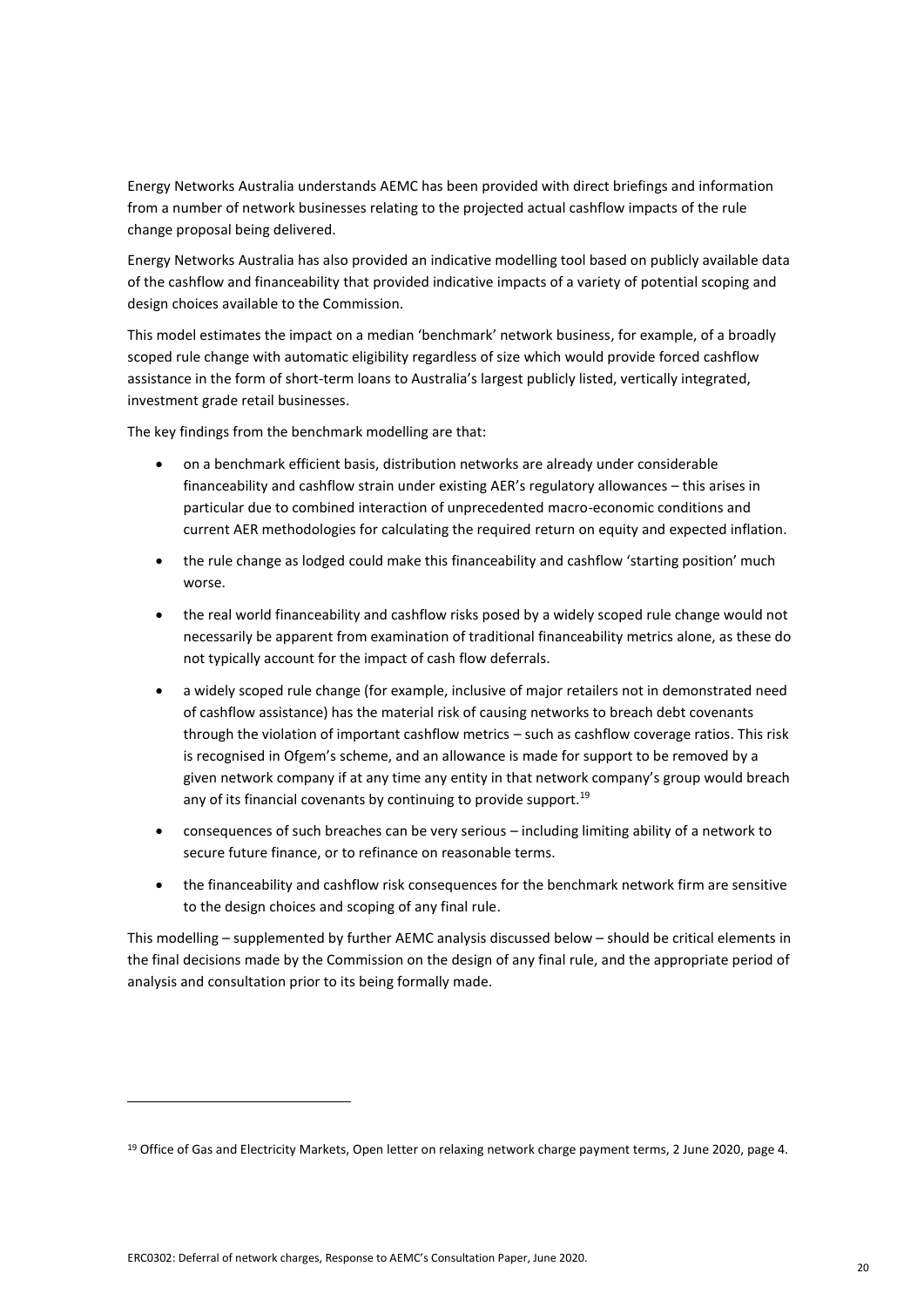Energy Networks Australia understands AEMC has been provided with direct briefings and information from a number of network businesses relating to the projected actual cashflow impacts of the rule change proposal being delivered.

Energy Networks Australia has also provided an indicative modelling tool based on publicly available data of the cashflow and financeability that provided indicative impacts of a variety of potential scoping and design choices available to the Commission.

This model estimates the impact on a median 'benchmark' network business, for example, of a broadly scoped rule change with automatic eligibility regardless of size which would provide forced cashflow assistance in the form of short-term loans to Australia's largest publicly listed, vertically integrated, investment grade retail businesses.

The key findings from the benchmark modelling are that:

- on a benchmark efficient basis, distribution networks are already under considerable financeability and cashflow strain under existing AER's regulatory allowances – this arises in particular due to combined interaction of unprecedented macro-economic conditions and current AER methodologies for calculating the required return on equity and expected inflation.
- the rule change as lodged could make this financeability and cashflow 'starting position' much worse.
- the real world financeability and cashflow risks posed by a widely scoped rule change would not necessarily be apparent from examination of traditional financeability metrics alone, as these do not typically account for the impact of cash flow deferrals.
- a widely scoped rule change (for example, inclusive of major retailers not in demonstrated need of cashflow assistance) has the material risk of causing networks to breach debt covenants through the violation of important cashflow metrics – such as cashflow coverage ratios. This risk is recognised in Ofgem's scheme, and an allowance is made for support to be removed by a given network company if at any time any entity in that network company's group would breach any of its financial covenants by continuing to provide support.[19]
- consequences of such breaches can be very serious – including limiting ability of a network to secure future finance, or to refinance on reasonable terms.
- the financeability and cashflow risk consequences for the benchmark network firm are sensitive to the design choices and scoping of any final rule.

This modelling – supplemented by further AEMC analysis discussed below – should be critical elements in the final decisions made by the Commission on the design of any final rule, and the appropriate period of analysis and consultation prior to its being formally made.

[19] Office of Gas and Electricity Markets, Open letter on relaxing network charge payment terms, 2 June 2020, page 4.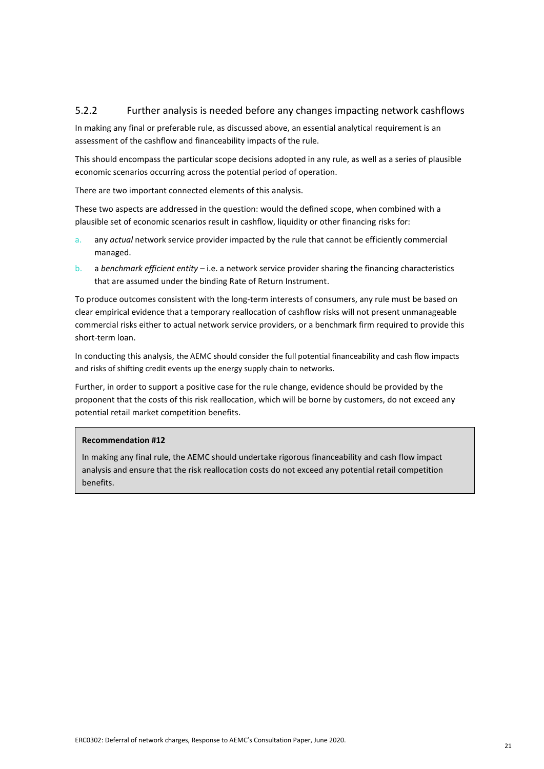### 5.2.2 Further analysis is needed before any changes impacting network cashflows

In making any final or preferable rule, as discussed above, an essential analytical requirement is an assessment of the cashflow and financeability impacts of the rule.

This should encompass the particular scope decisions adopted in any rule, as well as a series of plausible economic scenarios occurring across the potential period of operation.

There are two important connected elements of this analysis.

These two aspects are addressed in the question: would the defined scope, when combined with a plausible set of economic scenarios result in cashflow, liquidity or other financing risks for:

a. any *actual* network service provider impacted by the rule that cannot be efficiently commercial managed.
b. a *benchmark efficient entity* – i.e. a network service provider sharing the financing characteristics that are assumed under the binding Rate of Return Instrument.

To produce outcomes consistent with the long-term interests of consumers, any rule must be based on clear empirical evidence that a temporary reallocation of cashflow risks will not present unmanageable commercial risks either to actual network service providers, or a benchmark firm required to provide this short-term loan.

In conducting this analysis, the AEMC should consider the full potential financeability and cash flow impacts and risks of shifting credit events up the energy supply chain to networks.

Further, in order to support a positive case for the rule change, evidence should be provided by the proponent that the costs of this risk reallocation, which will be borne by customers, do not exceed any potential retail market competition benefits.

> **Recommendation #12**
>
> In making any final rule, the AEMC should undertake rigorous financeability and cash flow impact analysis and ensure that the risk reallocation costs do not exceed any potential retail competition benefits.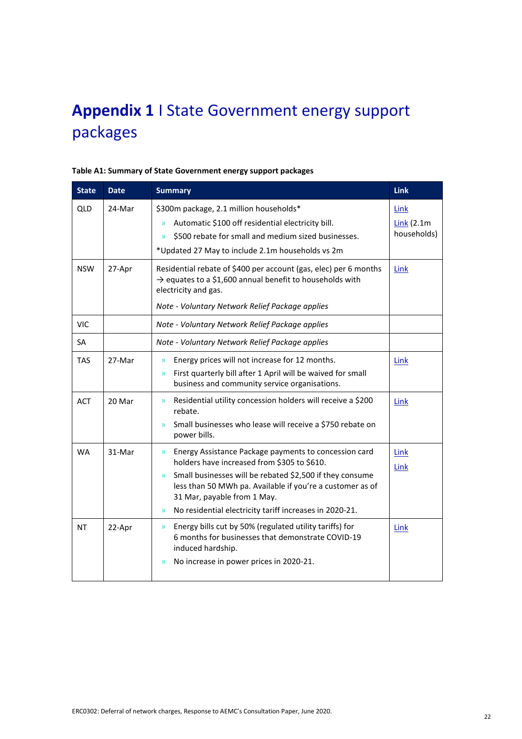# **Appendix 1** I State Government energy support packages

**Table A1: Summary of State Government energy support packages**

| State | Date | Summary | Link |
|---|---|---|---|
| QLD | 24-Mar | $300m package, 2.1 million households*<br>» Automatic $100 off residential electricity bill.<br>» $500 rebate for small and medium sized businesses.<br>*Updated 27 May to include 2.1m households vs 2m | Link<br>Link (2.1m households) |
| NSW | 27-Apr | Residential rebate of $400 per account (gas, elec) per 6 months → equates to a $1,600 annual benefit to households with electricity and gas.<br>*Note - Voluntary Network Relief Package applies* | Link |
| VIC | | *Note - Voluntary Network Relief Package applies* | |
| SA | | *Note - Voluntary Network Relief Package applies* | |
| TAS | 27-Mar | » Energy prices will not increase for 12 months.<br>» First quarterly bill after 1 April will be waived for small business and community service organisations. | Link |
| ACT | 20 Mar | » Residential utility concession holders will receive a $200 rebate.<br>» Small businesses who lease will receive a $750 rebate on power bills. | Link |
| WA | 31-Mar | » Energy Assistance Package payments to concession card holders have increased from $305 to $610.<br>» Small businesses will be rebated $2,500 if they consume less than 50 MWh pa. Available if you're a customer as of 31 Mar, payable from 1 May.<br>» No residential electricity tariff increases in 2020-21. | Link<br>Link |
| NT | 22-Apr | » Energy bills cut by 50% (regulated utility tariffs) for 6 months for businesses that demonstrate COVID-19 induced hardship.<br>» No increase in power prices in 2020-21. | Link |

ERC0302: Deferral of network charges, Response to AEMC's Consultation Paper, June 2020.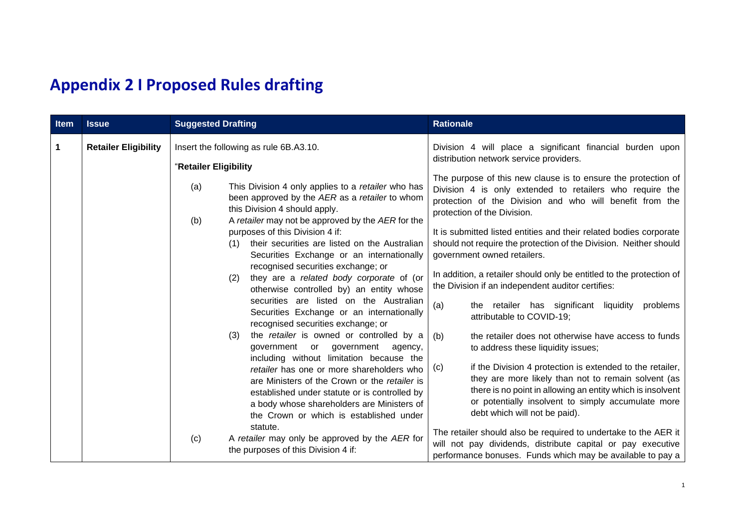# Appendix 2 I Proposed Rules drafting

| Item | Issue | Suggested Drafting | Rationale |
|---|---|---|---|
| **1** | **Retailer Eligibility** | Insert the following as rule 6B.A3.10.<br><br>"**Retailer Eligibility**<br><br>(a) This Division 4 only applies to a *retailer* who has been approved by the *AER* as a *retailer* to whom this Division 4 should apply.<br>(b) A *retailer* may not be approved by the *AER* for the purposes of this Division 4 if:<br>(1) their securities are listed on the Australian Securities Exchange or an internationally recognised securities exchange; or<br>(2) they are a *related body corporate* of (or otherwise controlled by) an entity whose securities are listed on the Australian Securities Exchange or an internationally recognised securities exchange; or<br>(3) the *retailer* is owned or controlled by a government or government agency, including without limitation because the *retailer* has one or more shareholders who are Ministers of the Crown or the *retailer* is established under statute or is controlled by a body whose shareholders are Ministers of the Crown or which is established under statute.<br>(c) A *retailer* may only be approved by the *AER* for the purposes of this Division 4 if: | Division 4 will place a significant financial burden upon distribution network service providers.<br><br>The purpose of this new clause is to ensure the protection of Division 4 is only extended to retailers who require the protection of the Division and who will benefit from the protection of the Division.<br><br>It is submitted listed entities and their related bodies corporate should not require the protection of the Division. Neither should government owned retailers.<br><br>In addition, a retailer should only be entitled to the protection of the Division if an independent auditor certifies:<br><br>(a) the retailer has significant liquidity problems attributable to COVID-19;<br>(b) the retailer does not otherwise have access to funds to address these liquidity issues;<br>(c) if the Division 4 protection is extended to the retailer, they are more likely than not to remain solvent (as there is no point in allowing an entity which is insolvent or potentially insolvent to simply accumulate more debt which will not be paid).<br><br>The retailer should also be required to undertake to the AER it will not pay dividends, distribute capital or pay executive performance bonuses. Funds which may be available to pay a |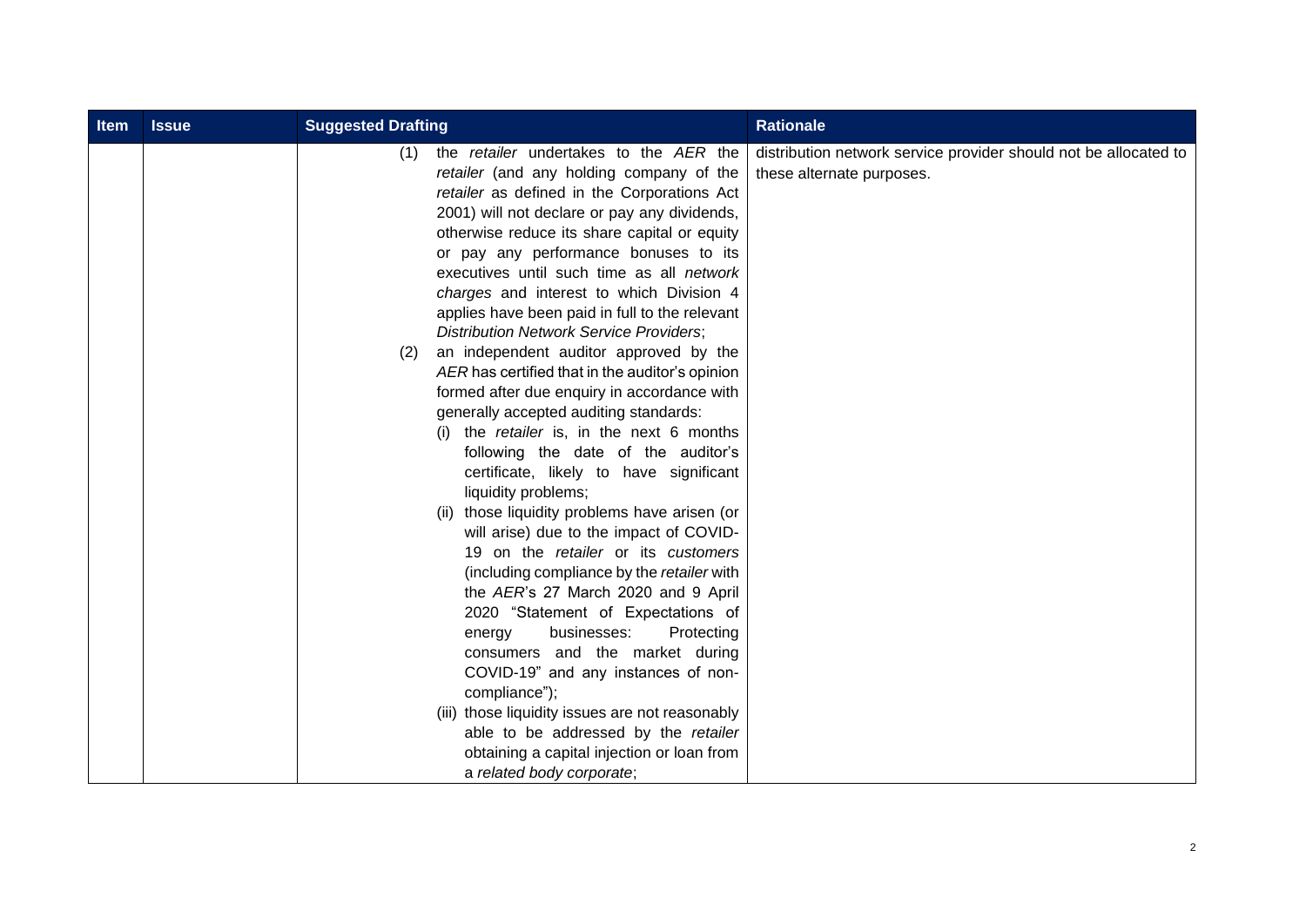| Item | Issue | Suggested Drafting | Rationale |
|---|---|---|---|
| | | (1) the *retailer* undertakes to the *AER* the *retailer* (and any holding company of the *retailer* as defined in the Corporations Act 2001) will not declare or pay any dividends, otherwise reduce its share capital or equity or pay any performance bonuses to its executives until such time as all *network charges* and interest to which Division 4 applies have been paid in full to the relevant *Distribution Network Service Providers*;<br>(2) an independent auditor approved by the *AER* has certified that in the auditor's opinion formed after due enquiry in accordance with generally accepted auditing standards:<br>(i) the *retailer* is, in the next 6 months following the date of the auditor's certificate, likely to have significant liquidity problems;<br>(ii) those liquidity problems have arisen (or will arise) due to the impact of COVID-19 on the *retailer* or its *customers* (including compliance by the *retailer* with the *AER*'s 27 March 2020 and 9 April 2020 "Statement of Expectations of energy businesses: Protecting consumers and the market during COVID-19" and any instances of non-compliance");<br>(iii) those liquidity issues are not reasonably able to be addressed by the *retailer* obtaining a capital injection or loan from a *related body corporate*; | distribution network service provider should not be allocated to these alternate purposes. |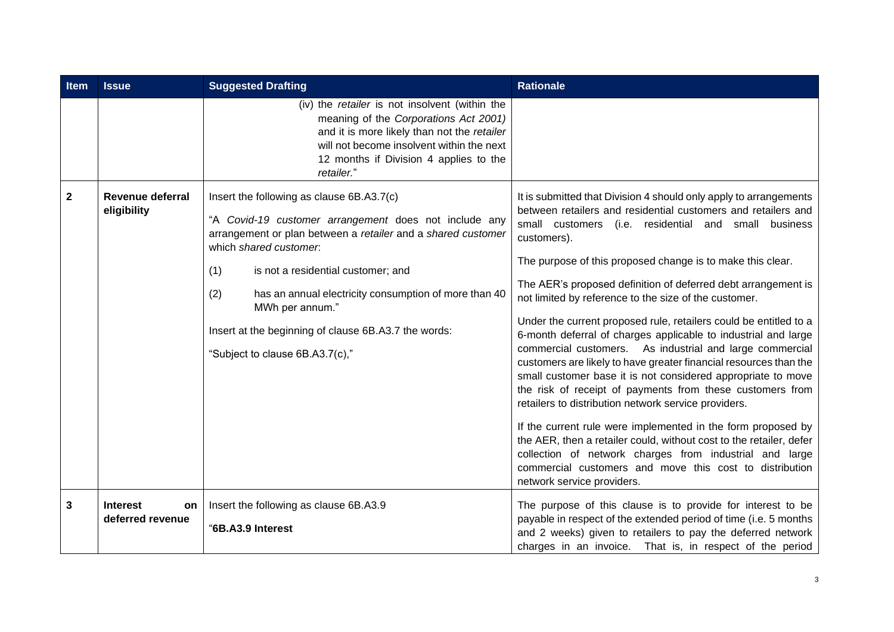| Item | Issue | Suggested Drafting | Rationale |
|---|---|---|---|
| | | (iv) the *retailer* is not insolvent (within the meaning of the *Corporations Act 2001)* and it is more likely than not the *retailer* will not become insolvent within the next 12 months if Division 4 applies to the *retailer.*" | |
| **2** | **Revenue deferral eligibility** | Insert the following as clause 6B.A3.7(c)<br><br>"A *Covid-19 customer arrangement* does not include any arrangement or plan between a *retailer* and a *shared customer* which *shared customer*:<br><br>(1) is not a residential customer; and<br><br>(2) has an annual electricity consumption of more than 40 MWh per annum."<br><br>Insert at the beginning of clause 6B.A3.7 the words:<br><br>"Subject to clause 6B.A3.7(c)," | It is submitted that Division 4 should only apply to arrangements between retailers and residential customers and retailers and small customers (i.e. residential and small business customers).<br><br>The purpose of this proposed change is to make this clear.<br><br>The AER's proposed definition of deferred debt arrangement is not limited by reference to the size of the customer.<br><br>Under the current proposed rule, retailers could be entitled to a 6-month deferral of charges applicable to industrial and large commercial customers. As industrial and large commercial customers are likely to have greater financial resources than the small customer base it is not considered appropriate to move the risk of receipt of payments from these customers from retailers to distribution network service providers.<br><br>If the current rule were implemented in the form proposed by the AER, then a retailer could, without cost to the retailer, defer collection of network charges from industrial and large commercial customers and move this cost to distribution network service providers. |
| **3** | **Interest on deferred revenue** | Insert the following as clause 6B.A3.9<br><br>"**6B.A3.9 Interest** | The purpose of this clause is to provide for interest to be payable in respect of the extended period of time (i.e. 5 months and 2 weeks) given to retailers to pay the deferred network charges in an invoice. That is, in respect of the period |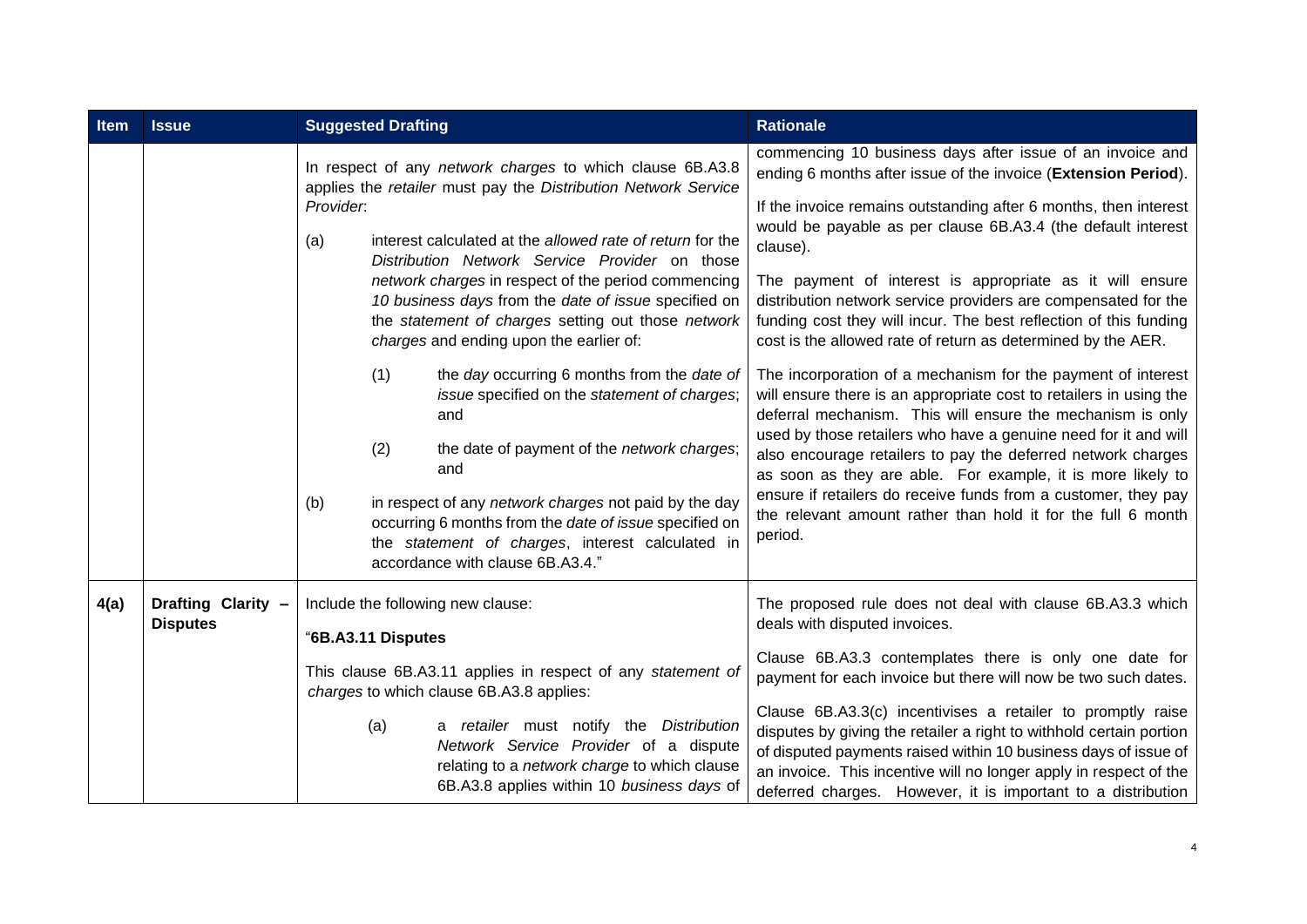| Item | Issue | Suggested Drafting | Rationale |
|---|---|---|---|
| | | In respect of any *network charges* to which clause 6B.A3.8 applies the *retailer* must pay the *Distribution Network Service Provider*:<br><br>(a) interest calculated at the *allowed rate of return* for the *Distribution Network Service Provider* on those *network charges* in respect of the period commencing *10 business days* from the *date of issue* specified on the *statement of charges* setting out those *network charges* and ending upon the earlier of:<br><br>(1) the *day* occurring 6 months from the *date of issue* specified on the *statement of charges*; and<br><br>(2) the date of payment of the *network charges*; and<br><br>(b) in respect of any *network charges* not paid by the day occurring 6 months from the *date of issue* specified on the *statement of charges*, interest calculated in accordance with clause 6B.A3.4." | commencing 10 business days after issue of an invoice and ending 6 months after issue of the invoice (**Extension Period**).<br><br>If the invoice remains outstanding after 6 months, then interest would be payable as per clause 6B.A3.4 (the default interest clause).<br><br>The payment of interest is appropriate as it will ensure distribution network service providers are compensated for the funding cost they will incur. The best reflection of this funding cost is the allowed rate of return as determined by the AER.<br><br>The incorporation of a mechanism for the payment of interest will ensure there is an appropriate cost to retailers in using the deferral mechanism. This will ensure the mechanism is only used by those retailers who have a genuine need for it and will also encourage retailers to pay the deferred network charges as soon as they are able. For example, it is more likely to ensure if retailers do receive funds from a customer, they pay the relevant amount rather than hold it for the full 6 month period. |
| **4(a)** | **Drafting Clarity – Disputes** | Include the following new clause:<br><br>"**6B.A3.11 Disputes**<br><br>This clause 6B.A3.11 applies in respect of any *statement of charges* to which clause 6B.A3.8 applies:<br><br>(a) a *retailer* must notify the *Distribution Network Service Provider* of a dispute relating to a *network charge* to which clause 6B.A3.8 applies within 10 *business days* of | The proposed rule does not deal with clause 6B.A3.3 which deals with disputed invoices.<br><br>Clause 6B.A3.3 contemplates there is only one date for payment for each invoice but there will now be two such dates.<br><br>Clause 6B.A3.3(c) incentivises a retailer to promptly raise disputes by giving the retailer a right to withhold certain portion of disputed payments raised within 10 business days of issue of an invoice. This incentive will no longer apply in respect of the deferred charges. However, it is important to a distribution |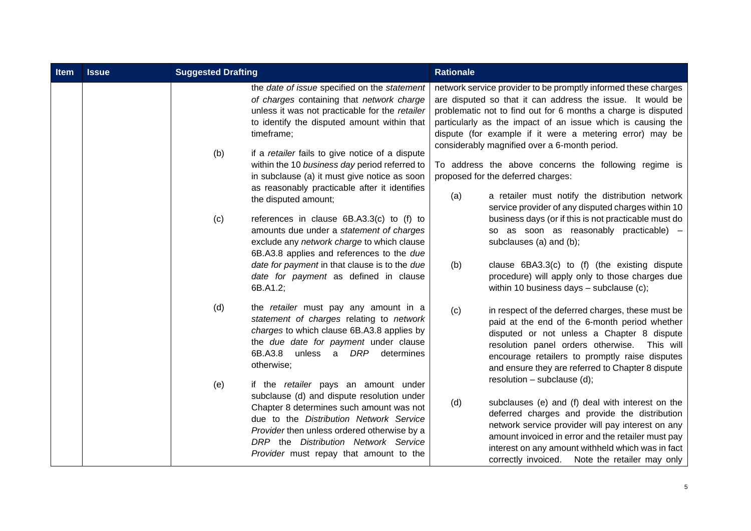| Item | Issue | Suggested Drafting | Rationale |
| --- | --- | --- | --- |
| | | the *date of issue* specified on the *statement of charges* containing that *network charge* unless it was not practicable for the *retailer* to identify the disputed amount within that timeframe;<br><br>(b) if a *retailer* fails to give notice of a dispute within the 10 *business day* period referred to in subclause (a) it must give notice as soon as reasonably practicable after it identifies the disputed amount;<br><br>(c) references in clause 6B.A3.3(c) to (f) to amounts due under a *statement of charges* exclude any *network charge* to which clause 6B.A3.8 applies and references to the *due date for payment* in that clause is to the *due date for payment* as defined in clause 6B.A1.2;<br><br>(d) the *retailer* must pay any amount in a *statement of charges* relating to *network charges* to which clause 6B.A3.8 applies by the *due date for payment* under clause 6B.A3.8 unless a *DRP* determines otherwise;<br><br>(e) if the *retailer* pays an amount under subclause (d) and dispute resolution under Chapter 8 determines such amount was not due to the *Distribution Network Service Provider* then unless ordered otherwise by a *DRP* the *Distribution Network Service Provider* must repay that amount to the | network service provider to be promptly informed these charges are disputed so that it can address the issue. It would be problematic not to find out for 6 months a charge is disputed particularly as the impact of an issue which is causing the dispute (for example if it were a metering error) may be considerably magnified over a 6-month period.<br><br>To address the above concerns the following regime is proposed for the deferred charges:<br><br>(a) a retailer must notify the distribution network service provider of any disputed charges within 10 business days (or if this is not practicable must do so as soon as reasonably practicable) – subclauses (a) and (b);<br><br>(b) clause 6BA3.3(c) to (f) (the existing dispute procedure) will apply only to those charges due within 10 business days – subclause (c);<br><br>(c) in respect of the deferred charges, these must be paid at the end of the 6-month period whether disputed or not unless a Chapter 8 dispute resolution panel orders otherwise. This will encourage retailers to promptly raise disputes and ensure they are referred to Chapter 8 dispute resolution – subclause (d);<br><br>(d) subclauses (e) and (f) deal with interest on the deferred charges and provide the distribution network service provider will pay interest on any amount invoiced in error and the retailer must pay interest on any amount withheld which was in fact correctly invoiced. Note the retailer may only |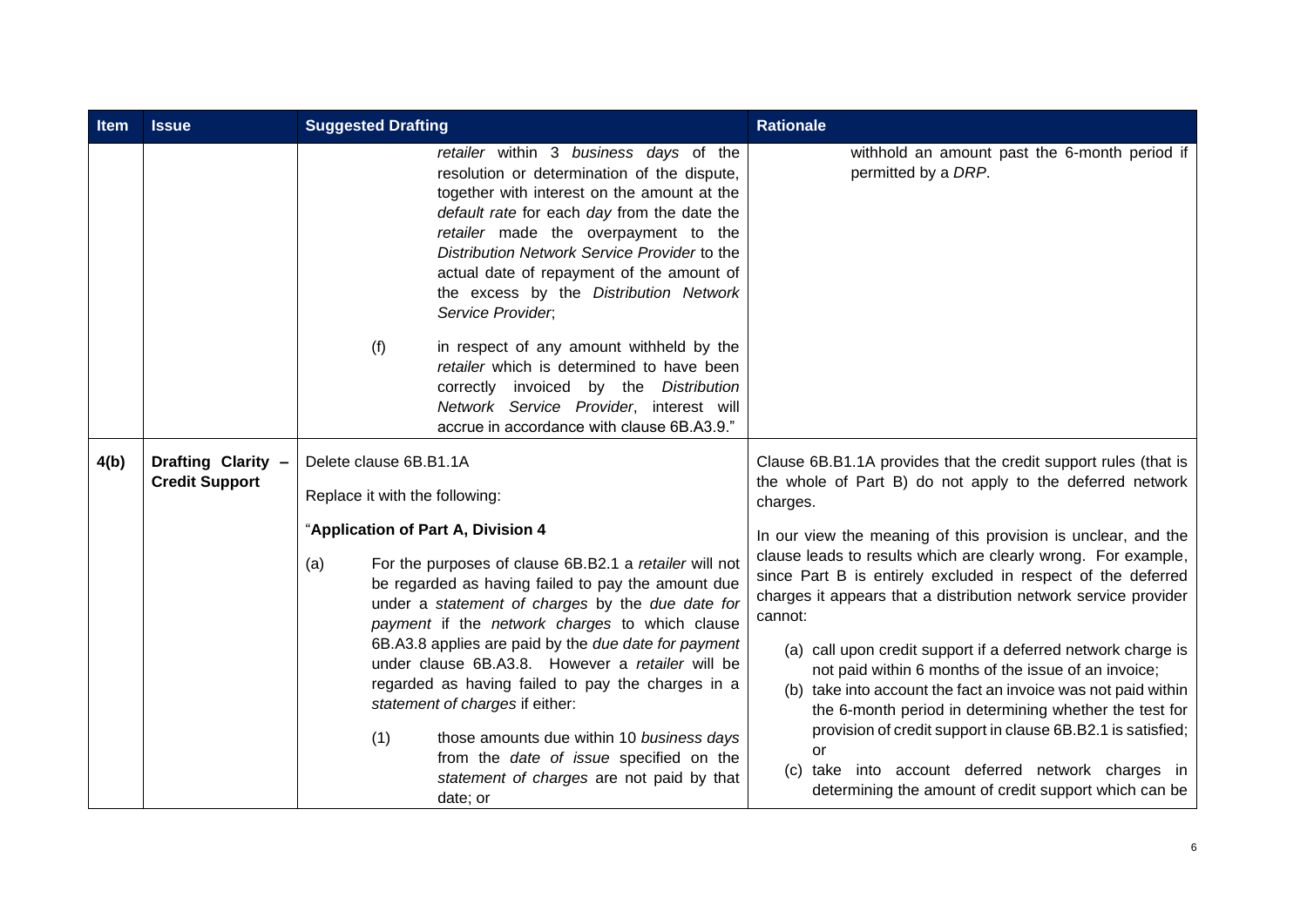| Item | Issue | Suggested Drafting | Rationale |
|---|---|---|---|
| | | *retailer* within 3 *business days* of the resolution or determination of the dispute, together with interest on the amount at the *default rate* for each *day* from the date the *retailer* made the overpayment to the *Distribution Network Service Provider* to the actual date of repayment of the amount of the excess by the *Distribution Network Service Provider*;<br><br>(f) in respect of any amount withheld by the *retailer* which is determined to have been correctly invoiced by the *Distribution Network Service Provider*, interest will accrue in accordance with clause 6B.A3.9." | withhold an amount past the 6-month period if permitted by a *DRP*. |
| **4(b)** | **Drafting Clarity – Credit Support** | Delete clause 6B.B1.1A<br><br>Replace it with the following:<br><br>"**Application of Part A, Division 4**<br><br>(a) For the purposes of clause 6B.B2.1 a *retailer* will not be regarded as having failed to pay the amount due under a *statement of charges* by the *due date for payment* if the *network charges* to which clause 6B.A3.8 applies are paid by the *due date for payment* under clause 6B.A3.8. However a *retailer* will be regarded as having failed to pay the charges in a *statement of charges* if either:<br><br>(1) those amounts due within 10 *business days* from the *date of issue* specified on the *statement of charges* are not paid by that date; or | Clause 6B.B1.1A provides that the credit support rules (that is the whole of Part B) do not apply to the deferred network charges.<br><br>In our view the meaning of this provision is unclear, and the clause leads to results which are clearly wrong. For example, since Part B is entirely excluded in respect of the deferred charges it appears that a distribution network service provider cannot:<br><br>(a) call upon credit support if a deferred network charge is not paid within 6 months of the issue of an invoice;<br>(b) take into account the fact an invoice was not paid within the 6-month period in determining whether the test for provision of credit support in clause 6B.B2.1 is satisfied; or<br>(c) take into account deferred network charges in determining the amount of credit support which can be |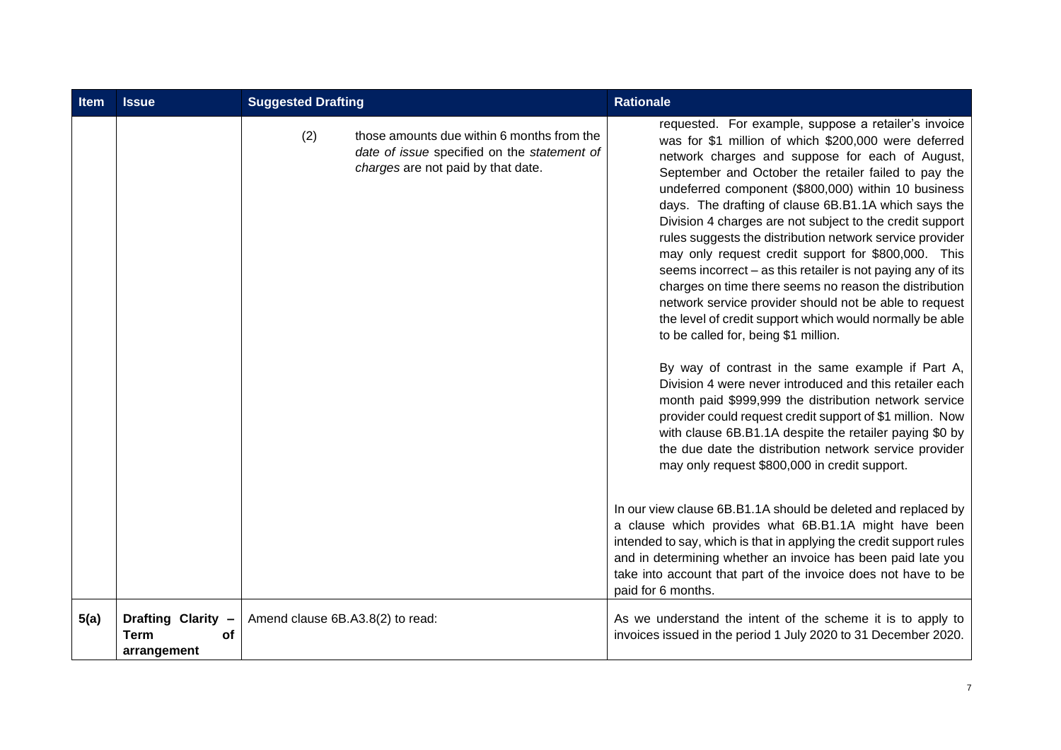| Item | Issue | Suggested Drafting | Rationale |
|---|---|---|---|
| | | (2) those amounts due within 6 months from the *date of issue* specified on the *statement of charges* are not paid by that date. | requested. For example, suppose a retailer's invoice was for $1 million of which $200,000 were deferred network charges and suppose for each of August, September and October the retailer failed to pay the undeferred component ($800,000) within 10 business days. The drafting of clause 6B.B1.1A which says the Division 4 charges are not subject to the credit support rules suggests the distribution network service provider may only request credit support for $800,000. This seems incorrect – as this retailer is not paying any of its charges on time there seems no reason the distribution network service provider should not be able to request the level of credit support which would normally be able to be called for, being $1 million.<br><br>By way of contrast in the same example if Part A, Division 4 were never introduced and this retailer each month paid $999,999 the distribution network service provider could request credit support of $1 million. Now with clause 6B.B1.1A despite the retailer paying $0 by the due date the distribution network service provider may only request $800,000 in credit support.<br><br>In our view clause 6B.B1.1A should be deleted and replaced by a clause which provides what 6B.B1.1A might have been intended to say, which is that in applying the credit support rules and in determining whether an invoice has been paid late you take into account that part of the invoice does not have to be paid for 6 months. |
| **5(a)** | **Drafting Clarity – Term of arrangement** | Amend clause 6B.A3.8(2) to read: | As we understand the intent of the scheme it is to apply to invoices issued in the period 1 July 2020 to 31 December 2020. |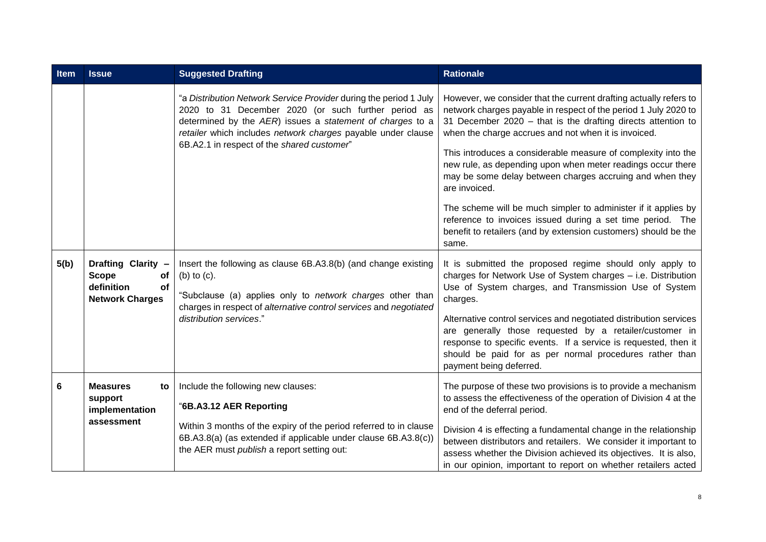| Item | Issue | Suggested Drafting | Rationale |
|---|---|---|---|
| | | "a *Distribution Network Service Provider* during the period 1 July 2020 to 31 December 2020 (or such further period as determined by the *AER*) issues a *statement of charges* to a *retailer* which includes *network charges* payable under clause 6B.A2.1 in respect of the *shared customer*" | However, we consider that the current drafting actually refers to network charges payable in respect of the period 1 July 2020 to 31 December 2020 – that is the drafting directs attention to when the charge accrues and not when it is invoiced.<br><br>This introduces a considerable measure of complexity into the new rule, as depending upon when meter readings occur there may be some delay between charges accruing and when they are invoiced.<br><br>The scheme will be much simpler to administer if it applies by reference to invoices issued during a set time period. The benefit to retailers (and by extension customers) should be the same. |
| **5(b)** | **Drafting Clarity – Scope of definition of Network Charges** | Insert the following as clause 6B.A3.8(b) (and change existing (b) to (c).<br><br>"Subclause (a) applies only to *network charges* other than charges in respect of *alternative control services* and *negotiated distribution services*." | It is submitted the proposed regime should only apply to charges for Network Use of System charges – i.e. Distribution Use of System charges, and Transmission Use of System charges.<br><br>Alternative control services and negotiated distribution services are generally those requested by a retailer/customer in response to specific events. If a service is requested, then it should be paid for as per normal procedures rather than payment being deferred. |
| **6** | **Measures to support implementation assessment** | Include the following new clauses:<br><br>"**6B.A3.12 AER Reporting**<br><br>Within 3 months of the expiry of the period referred to in clause 6B.A3.8(a) (as extended if applicable under clause 6B.A3.8(c)) the AER must *publish* a report setting out: | The purpose of these two provisions is to provide a mechanism to assess the effectiveness of the operation of Division 4 at the end of the deferral period.<br><br>Division 4 is effecting a fundamental change in the relationship between distributors and retailers. We consider it important to assess whether the Division achieved its objectives. It is also, in our opinion, important to report on whether retailers acted |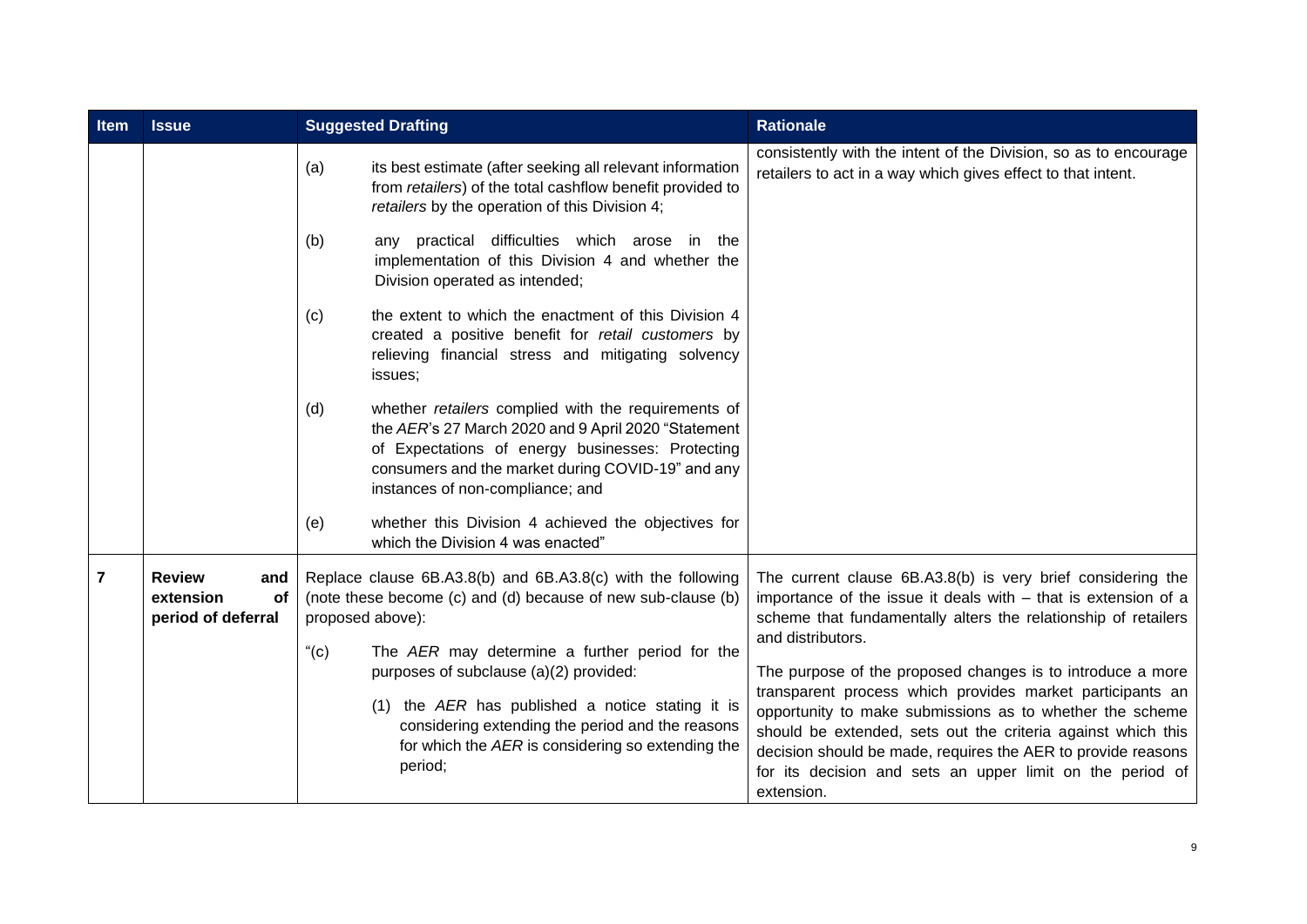| Item | Issue | Suggested Drafting | Rationale |
| --- | --- | --- | --- |
| | | (a) its best estimate (after seeking all relevant information from *retailers*) of the total cashflow benefit provided to *retailers* by the operation of this Division 4;<br><br>(b) any practical difficulties which arose in the implementation of this Division 4 and whether the Division operated as intended;<br><br>(c) the extent to which the enactment of this Division 4 created a positive benefit for *retail customers* by relieving financial stress and mitigating solvency issues;<br><br>(d) whether *retailers* complied with the requirements of the *AER*'s 27 March 2020 and 9 April 2020 "Statement of Expectations of energy businesses: Protecting consumers and the market during COVID-19" and any instances of non-compliance; and<br><br>(e) whether this Division 4 achieved the objectives for which the Division 4 was enacted" | consistently with the intent of the Division, so as to encourage retailers to act in a way which gives effect to that intent. |
| **7** | **Review and extension of period of deferral** | Replace clause 6B.A3.8(b) and 6B.A3.8(c) with the following (note these become (c) and (d) because of new sub-clause (b) proposed above):<br><br>"(c) The *AER* may determine a further period for the purposes of subclause (a)(2) provided:<br><br>(1) the *AER* has published a notice stating it is considering extending the period and the reasons for which the *AER* is considering so extending the period; | The current clause 6B.A3.8(b) is very brief considering the importance of the issue it deals with – that is extension of a scheme that fundamentally alters the relationship of retailers and distributors.<br><br>The purpose of the proposed changes is to introduce a more transparent process which provides market participants an opportunity to make submissions as to whether the scheme should be extended, sets out the criteria against which this decision should be made, requires the AER to provide reasons for its decision and sets an upper limit on the period of extension. |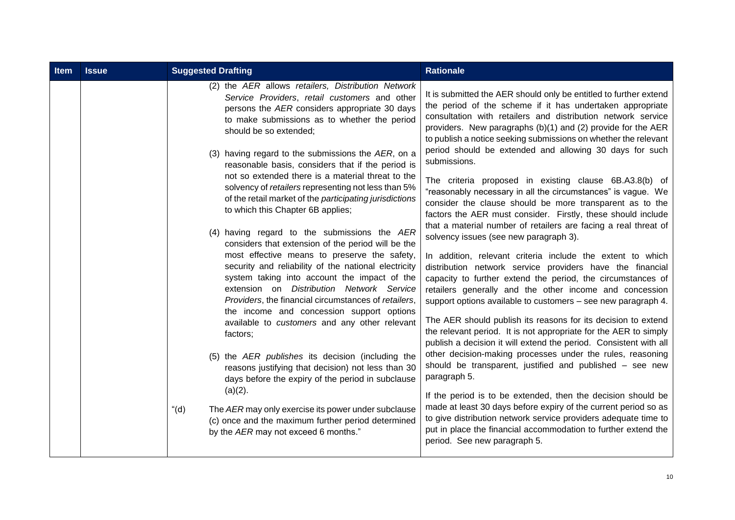| Item | Issue | Suggested Drafting | Rationale |
|---|---|---|---|
| | | (2) the *AER* allows *retailers, Distribution Network Service Providers*, *retail customers* and other persons the *AER* considers appropriate 30 days to make submissions as to whether the period should be so extended;<br><br>(3) having regard to the submissions the *AER*, on a reasonable basis, considers that if the period is not so extended there is a material threat to the solvency of *retailers* representing not less than 5% of the retail market of the *participating jurisdictions* to which this Chapter 6B applies;<br><br>(4) having regard to the submissions the *AER* considers that extension of the period will be the most effective means to preserve the safety, security and reliability of the national electricity system taking into account the impact of the extension on *Distribution Network Service Providers*, the financial circumstances of *retailers*, the income and concession support options available to *customers* and any other relevant factors;<br><br>(5) the *AER publishes* its decision (including the reasons justifying that decision) not less than 30 days before the expiry of the period in subclause (a)(2).<br><br>"(d) The *AER* may only exercise its power under subclause (c) once and the maximum further period determined by the *AER* may not exceed 6 months." | It is submitted the AER should only be entitled to further extend the period of the scheme if it has undertaken appropriate consultation with retailers and distribution network service providers. New paragraphs (b)(1) and (2) provide for the AER to publish a notice seeking submissions on whether the relevant period should be extended and allowing 30 days for such submissions.<br><br>The criteria proposed in existing clause 6B.A3.8(b) of "reasonably necessary in all the circumstances" is vague. We consider the clause should be more transparent as to the factors the AER must consider. Firstly, these should include that a material number of retailers are facing a real threat of solvency issues (see new paragraph 3).<br><br>In addition, relevant criteria include the extent to which distribution network service providers have the financial capacity to further extend the period, the circumstances of retailers generally and the other income and concession support options available to customers – see new paragraph 4.<br><br>The AER should publish its reasons for its decision to extend the relevant period. It is not appropriate for the AER to simply publish a decision it will extend the period. Consistent with all other decision-making processes under the rules, reasoning should be transparent, justified and published – see new paragraph 5.<br><br>If the period is to be extended, then the decision should be made at least 30 days before expiry of the current period so as to give distribution network service providers adequate time to put in place the financial accommodation to further extend the period. See new paragraph 5. |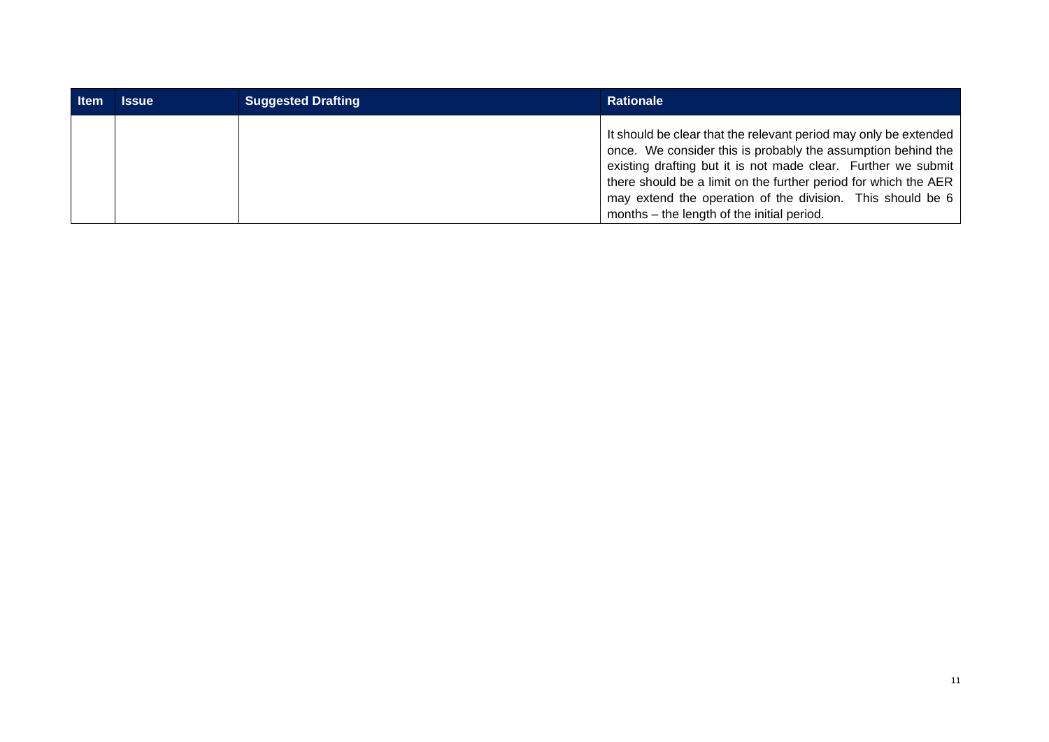| Item | Issue | Suggested Drafting | Rationale |
|---|---|---|---|
| | | | It should be clear that the relevant period may only be extended once. We consider this is probably the assumption behind the existing drafting but it is not made clear. Further we submit there should be a limit on the further period for which the AER may extend the operation of the division. This should be 6 months – the length of the initial period. |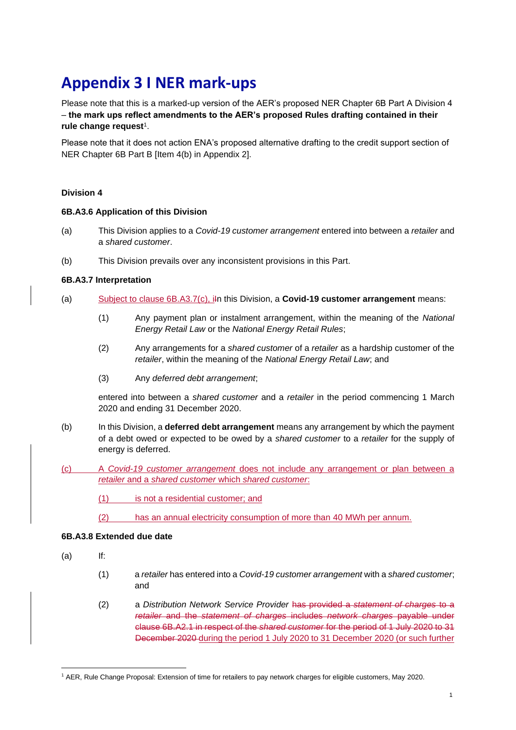# Appendix 3 I NER mark-ups

Please note that this is a marked-up version of the AER's proposed NER Chapter 6B Part A Division 4 – **the mark ups reflect amendments to the AER's proposed Rules drafting contained in their rule change request**[1].

Please note that it does not action ENA's proposed alternative drafting to the credit support section of NER Chapter 6B Part B [Item 4(b) in Appendix 2].

**Division 4**

**6B.A3.6 Application of this Division**

(a) This Division applies to a *Covid-19 customer arrangement* entered into between a *retailer* and a *shared customer*.

(b) This Division prevails over any inconsistent provisions in this Part.

**6B.A3.7 Interpretation**

(a) <ins>Subject to clause 6B.A3.7(c), i</ins>~~I~~n this Division, a **Covid-19 customer arrangement** means:

(1) Any payment plan or instalment arrangement, within the meaning of the *National Energy Retail Law* or the *National Energy Retail Rules*;

(2) Any arrangements for a *shared customer* of a *retailer* as a hardship customer of the *retailer*, within the meaning of the *National Energy Retail Law*; and

(3) Any *deferred debt arrangement*;

entered into between a *shared customer* and a *retailer* in the period commencing 1 March 2020 and ending 31 December 2020.

(b) In this Division, a **deferred debt arrangement** means any arrangement by which the payment of a debt owed or expected to be owed by a *shared customer* to a *retailer* for the supply of energy is deferred.

<ins>(c) A *Covid-19 customer arrangement* does not include any arrangement or plan between a *retailer* and a *shared customer* which *shared customer*:</ins>

<ins>(1) is not a residential customer; and</ins>

<ins>(2) has an annual electricity consumption of more than 40 MWh per annum.</ins>

**6B.A3.8 Extended due date**

(a) If:

(1) a *retailer* has entered into a *Covid-19 customer arrangement* with a *shared customer*; and

(2) a *Distribution Network Service Provider* ~~has provided a *statement of charges* to a *retailer* and the *statement of charges* includes *network charges* payable under clause 6B.A2.1 in respect of the *shared customer* for the period of 1 July 2020 to 31 December 2020~~ <ins>during the period 1 July 2020 to 31 December 2020 (or such further</ins>

[1] AER, Rule Change Proposal: Extension of time for retailers to pay network charges for eligible customers, May 2020.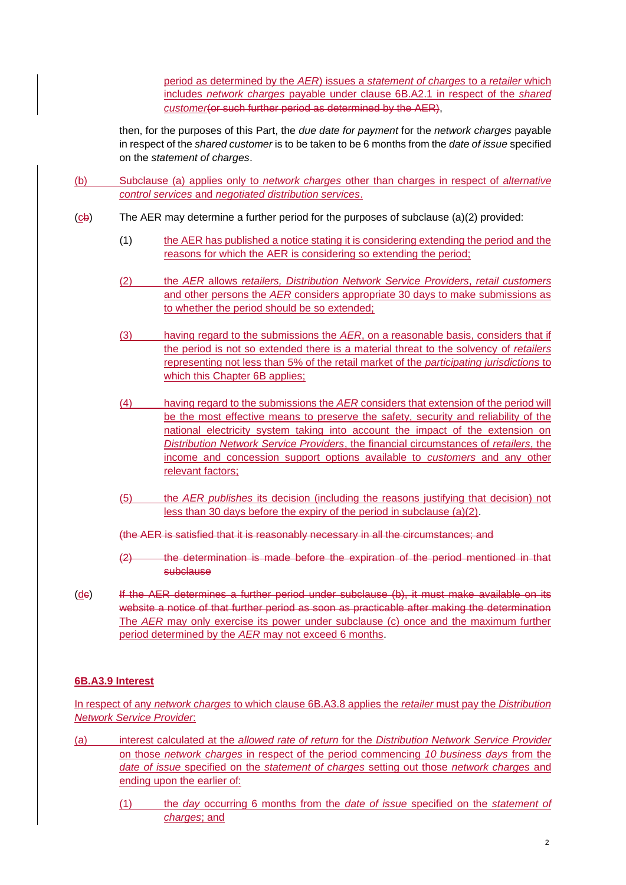period as determined by the *AER*) issues a *statement of charges* to a *retailer* which includes *network charges* payable under clause 6B.A2.1 in respect of the *shared customer*(or such further period as determined by the AER),

then, for the purposes of this Part, the *due date for payment* for the *network charges* payable in respect of the *shared customer* is to be taken to be 6 months from the *date of issue* specified on the *statement of charges*.

(b) Subclause (a) applies only to *network charges* other than charges in respect of *alternative control services* and *negotiated distribution services*.

(cb) The AER may determine a further period for the purposes of subclause (a)(2) provided:

(1) the AER has published a notice stating it is considering extending the period and the reasons for which the AER is considering so extending the period;

(2) the *AER* allows *retailers, Distribution Network Service Providers*, *retail customers* and other persons the *AER* considers appropriate 30 days to make submissions as to whether the period should be so extended;

(3) having regard to the submissions the *AER*, on a reasonable basis, considers that if the period is not so extended there is a material threat to the solvency of *retailers* representing not less than 5% of the retail market of the *participating jurisdictions* to which this Chapter 6B applies;

(4) having regard to the submissions the *AER* considers that extension of the period will be the most effective means to preserve the safety, security and reliability of the national electricity system taking into account the impact of the extension on *Distribution Network Service Providers*, the financial circumstances of *retailers*, the income and concession support options available to *customers* and any other relevant factors;

(5) the *AER publishes* its decision (including the reasons justifying that decision) not less than 30 days before the expiry of the period in subclause (a)(2).

~~(the AER is satisfied that it is reasonably necessary in all the circumstances; and~~

~~(2) the determination is made before the expiration of the period mentioned in that subclause~~

(dc) ~~If the AER determines a further period under subclause (b), it must make available on its website a notice of that further period as soon as practicable after making the determination~~ The *AER* may only exercise its power under subclause (c) once and the maximum further period determined by the *AER* may not exceed 6 months.

**6B.A3.9 Interest**

In respect of any *network charges* to which clause 6B.A3.8 applies the *retailer* must pay the *Distribution Network Service Provider*:

(a) interest calculated at the *allowed rate of return* for the *Distribution Network Service Provider* on those *network charges* in respect of the period commencing *10 business days* from the *date of issue* specified on the *statement of charges* setting out those *network charges* and ending upon the earlier of:

(1) the *day* occurring 6 months from the *date of issue* specified on the *statement of charges*; and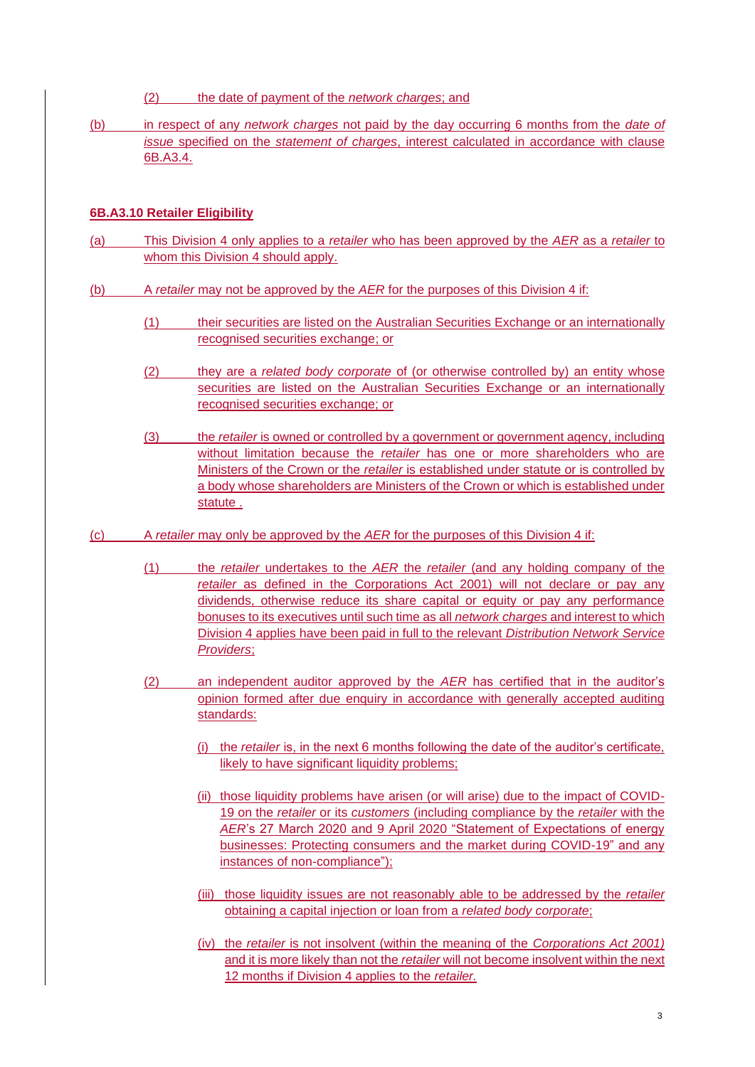(2) the date of payment of the *network charges*; and

(b) in respect of any *network charges* not paid by the day occurring 6 months from the *date of issue* specified on the *statement of charges*, interest calculated in accordance with clause 6B.A3.4.

**6B.A3.10 Retailer Eligibility**

(a) This Division 4 only applies to a *retailer* who has been approved by the *AER* as a *retailer* to whom this Division 4 should apply.

(b) A *retailer* may not be approved by the *AER* for the purposes of this Division 4 if:

(1) their securities are listed on the Australian Securities Exchange or an internationally recognised securities exchange; or

(2) they are a *related body corporate* of (or otherwise controlled by) an entity whose securities are listed on the Australian Securities Exchange or an internationally recognised securities exchange; or

(3) the *retailer* is owned or controlled by a government or government agency, including without limitation because the *retailer* has one or more shareholders who are Ministers of the Crown or the *retailer* is established under statute or is controlled by a body whose shareholders are Ministers of the Crown or which is established under statute .

(c) A *retailer* may only be approved by the *AER* for the purposes of this Division 4 if:

(1) the *retailer* undertakes to the *AER* the *retailer* (and any holding company of the *retailer* as defined in the Corporations Act 2001) will not declare or pay any dividends, otherwise reduce its share capital or equity or pay any performance bonuses to its executives until such time as all *network charges* and interest to which Division 4 applies have been paid in full to the relevant *Distribution Network Service Providers*;

(2) an independent auditor approved by the *AER* has certified that in the auditor's opinion formed after due enquiry in accordance with generally accepted auditing standards:

(i) the *retailer* is, in the next 6 months following the date of the auditor's certificate, likely to have significant liquidity problems;

(ii) those liquidity problems have arisen (or will arise) due to the impact of COVID-19 on the *retailer* or its *customers* (including compliance by the *retailer* with the *AER*'s 27 March 2020 and 9 April 2020 "Statement of Expectations of energy businesses: Protecting consumers and the market during COVID-19" and any instances of non-compliance");

(iii) those liquidity issues are not reasonably able to be addressed by the *retailer* obtaining a capital injection or loan from a *related body corporate*;

(iv) the *retailer* is not insolvent (within the meaning of the *Corporations Act 2001)* and it is more likely than not the *retailer* will not become insolvent within the next 12 months if Division 4 applies to the *retailer.*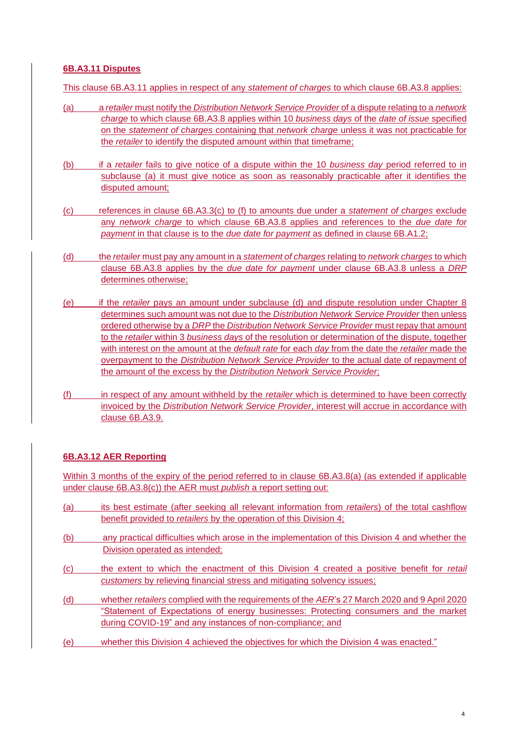**6B.A3.11 Disputes**

This clause 6B.A3.11 applies in respect of any *statement of charges* to which clause 6B.A3.8 applies:

(a) a *retailer* must notify the *Distribution Network Service Provider* of a dispute relating to a *network charge* to which clause 6B.A3.8 applies within 10 *business days* of the *date of issue* specified on the *statement of charges* containing that *network charge* unless it was not practicable for the *retailer* to identify the disputed amount within that timeframe;

(b) if a *retailer* fails to give notice of a dispute within the 10 *business day* period referred to in subclause (a) it must give notice as soon as reasonably practicable after it identifies the disputed amount;

(c) references in clause 6B.A3.3(c) to (f) to amounts due under a *statement of charges* exclude any *network charge* to which clause 6B.A3.8 applies and references to the *due date for payment* in that clause is to the *due date for payment* as defined in clause 6B.A1.2;

(d) the *retailer* must pay any amount in a *statement of charges* relating to *network charges* to which clause 6B.A3.8 applies by the *due date for payment* under clause 6B.A3.8 unless a *DRP* determines otherwise;

(e) if the *retailer* pays an amount under subclause (d) and dispute resolution under Chapter 8 determines such amount was not due to the *Distribution Network Service Provider* then unless ordered otherwise by a *DRP* the *Distribution Network Service Provider* must repay that amount to the *retailer* within 3 *business days* of the resolution or determination of the dispute, together with interest on the amount at the *default rate* for each *day* from the date the *retailer* made the overpayment to the *Distribution Network Service Provider* to the actual date of repayment of the amount of the excess by the *Distribution Network Service Provider*;

(f) in respect of any amount withheld by the *retailer* which is determined to have been correctly invoiced by the *Distribution Network Service Provider*, interest will accrue in accordance with clause 6B.A3.9.

**6B.A3.12 AER Reporting**

Within 3 months of the expiry of the period referred to in clause 6B.A3.8(a) (as extended if applicable under clause 6B.A3.8(c)) the AER must *publish* a report setting out:

(a) its best estimate (after seeking all relevant information from *retailers*) of the total cashflow benefit provided to *retailers* by the operation of this Division 4;

(b) any practical difficulties which arose in the implementation of this Division 4 and whether the Division operated as intended;

(c) the extent to which the enactment of this Division 4 created a positive benefit for *retail customers* by relieving financial stress and mitigating solvency issues;

(d) whether *retailers* complied with the requirements of the *AER*'s 27 March 2020 and 9 April 2020 "Statement of Expectations of energy businesses: Protecting consumers and the market during COVID-19" and any instances of non-compliance; and

(e) whether this Division 4 achieved the objectives for which the Division 4 was enacted."